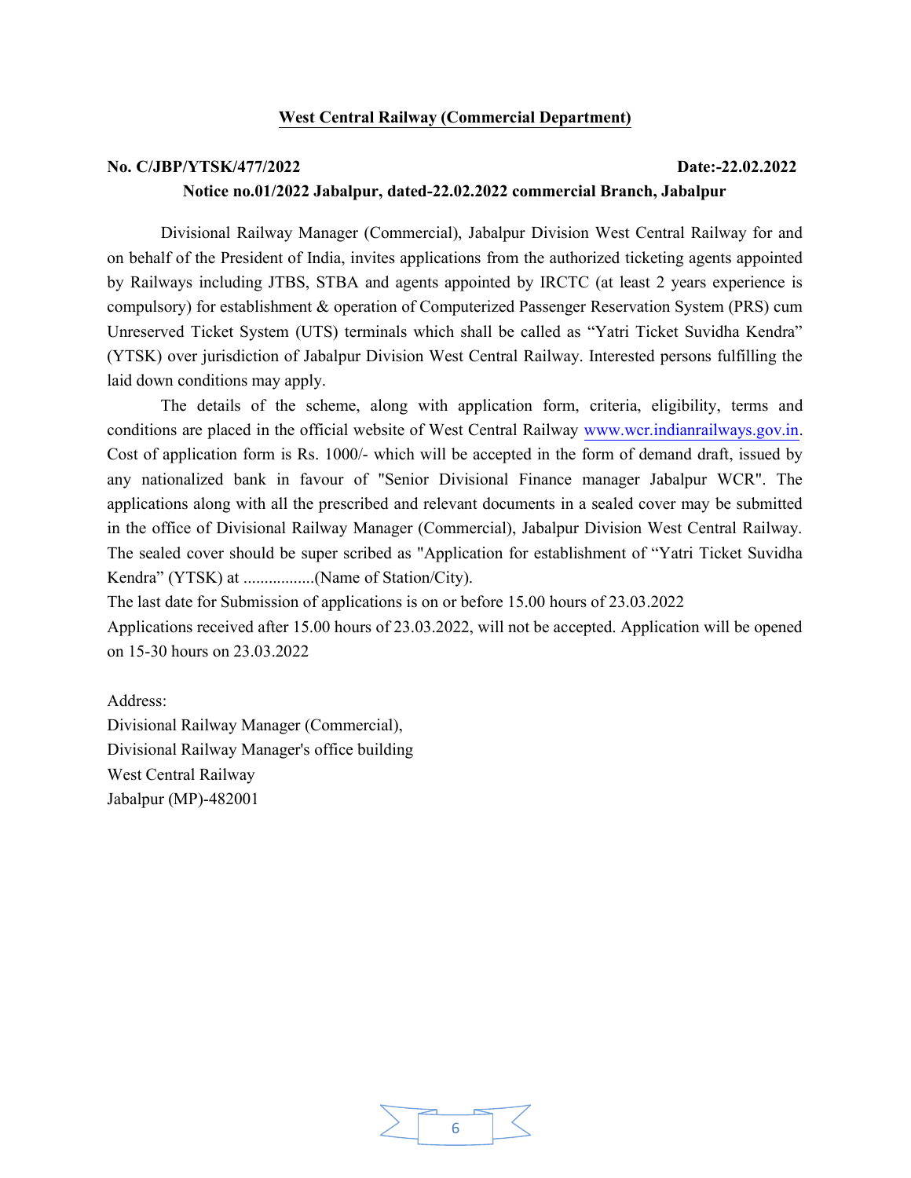**West Central Railway (Commercial Department)**

**No. C/JBP/YTSK/477/2022** **Date:-22.02.2022**

**Notice no.01/2022 Jabalpur, dated-22.02.2022 commercial Branch, Jabalpur**

Divisional Railway Manager (Commercial), Jabalpur Division West Central Railway for and on behalf of the President of India, invites applications from the authorized ticketing agents appointed by Railways including JTBS, STBA and agents appointed by IRCTC (at least 2 years experience is compulsory) for establishment & operation of Computerized Passenger Reservation System (PRS) cum Unreserved Ticket System (UTS) terminals which shall be called as "Yatri Ticket Suvidha Kendra" (YTSK) over jurisdiction of Jabalpur Division West Central Railway. Interested persons fulfilling the laid down conditions may apply.

The details of the scheme, along with application form, criteria, eligibility, terms and conditions are placed in the official website of West Central Railway www.wcr.indianrailways.gov.in. Cost of application form is Rs. 1000/- which will be accepted in the form of demand draft, issued by any nationalized bank in favour of "Senior Divisional Finance manager Jabalpur WCR". The applications along with all the prescribed and relevant documents in a sealed cover may be submitted in the office of Divisional Railway Manager (Commercial), Jabalpur Division West Central Railway. The sealed cover should be super scribed as "Application for establishment of "Yatri Ticket Suvidha Kendra" (YTSK) at .................(Name of Station/City).

The last date for Submission of applications is on or before 15.00 hours of 23.03.2022

Applications received after 15.00 hours of 23.03.2022, will not be accepted. Application will be opened on 15-30 hours on 23.03.2022

Address:
Divisional Railway Manager (Commercial),
Divisional Railway Manager's office building
West Central Railway
Jabalpur (MP)-482001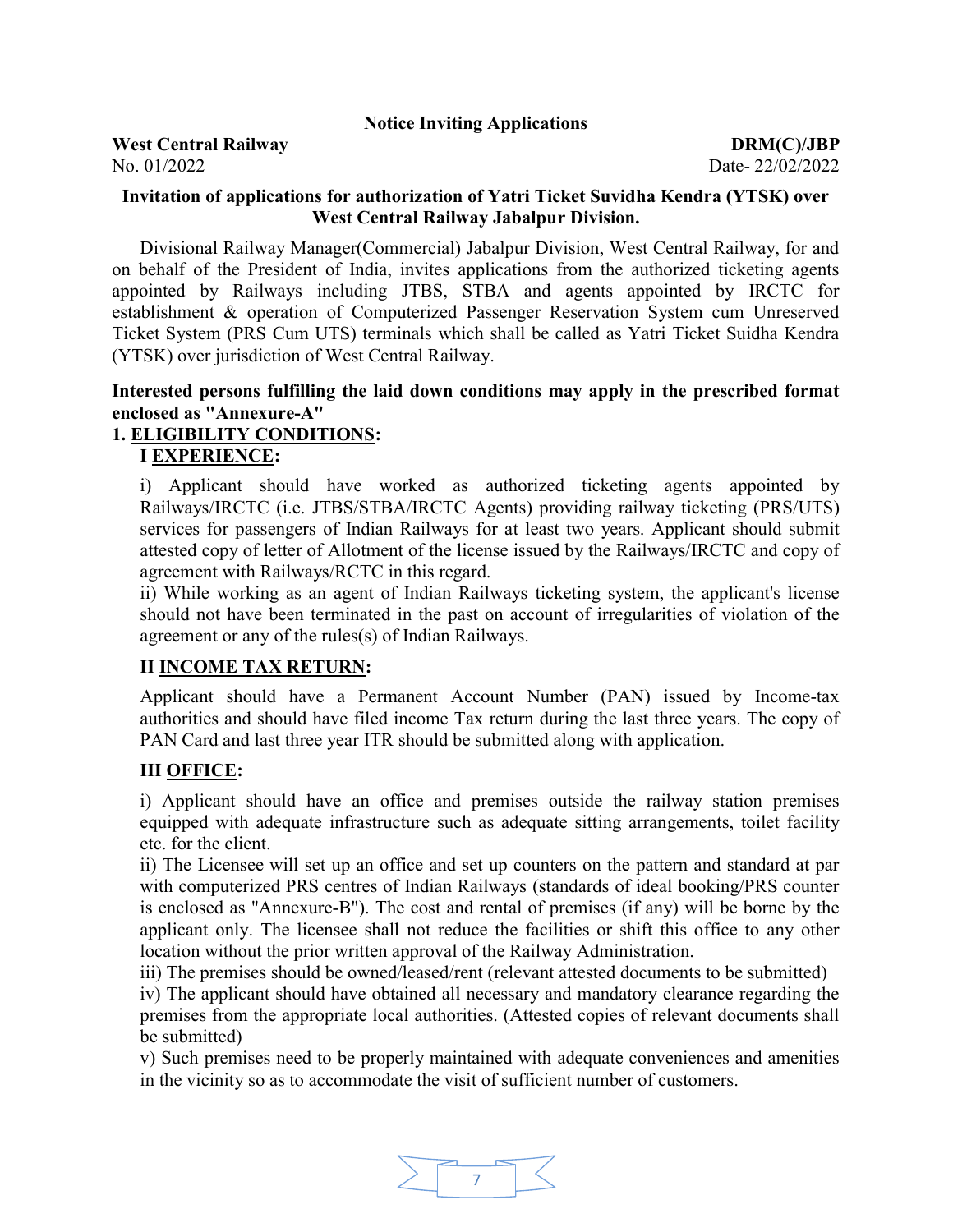**Notice Inviting Applications**

**West Central Railway** **DRM(C)/JBP**

No. 01/2022 Date- 22/02/2022

**Invitation of applications for authorization of Yatri Ticket Suvidha Kendra (YTSK) over West Central Railway Jabalpur Division.**

Divisional Railway Manager(Commercial) Jabalpur Division, West Central Railway, for and on behalf of the President of India, invites applications from the authorized ticketing agents appointed by Railways including JTBS, STBA and agents appointed by IRCTC for establishment & operation of Computerized Passenger Reservation System cum Unreserved Ticket System (PRS Cum UTS) terminals which shall be called as Yatri Ticket Suidha Kendra (YTSK) over jurisdiction of West Central Railway.

**Interested persons fulfilling the laid down conditions may apply in the prescribed format enclosed as "Annexure-A"**

**1. <u>ELIGIBILITY CONDITIONS</u>:**

**I <u>EXPERIENCE</u>:**

i) Applicant should have worked as authorized ticketing agents appointed by Railways/IRCTC (i.e. JTBS/STBA/IRCTC Agents) providing railway ticketing (PRS/UTS) services for passengers of Indian Railways for at least two years. Applicant should submit attested copy of letter of Allotment of the license issued by the Railways/IRCTC and copy of agreement with Railways/RCTC in this regard.

ii) While working as an agent of Indian Railways ticketing system, the applicant's license should not have been terminated in the past on account of irregularities of violation of the agreement or any of the rules(s) of Indian Railways.

**II <u>INCOME TAX RETURN</u>:**

Applicant should have a Permanent Account Number (PAN) issued by Income-tax authorities and should have filed income Tax return during the last three years. The copy of PAN Card and last three year ITR should be submitted along with application.

**III <u>OFFICE</u>:**

i) Applicant should have an office and premises outside the railway station premises equipped with adequate infrastructure such as adequate sitting arrangements, toilet facility etc. for the client.

ii) The Licensee will set up an office and set up counters on the pattern and standard at par with computerized PRS centres of Indian Railways (standards of ideal booking/PRS counter is enclosed as "Annexure-B"). The cost and rental of premises (if any) will be borne by the applicant only. The licensee shall not reduce the facilities or shift this office to any other location without the prior written approval of the Railway Administration.

iii) The premises should be owned/leased/rent (relevant attested documents to be submitted)

iv) The applicant should have obtained all necessary and mandatory clearance regarding the premises from the appropriate local authorities. (Attested copies of relevant documents shall be submitted)

v) Such premises need to be properly maintained with adequate conveniences and amenities in the vicinity so as to accommodate the visit of sufficient number of customers.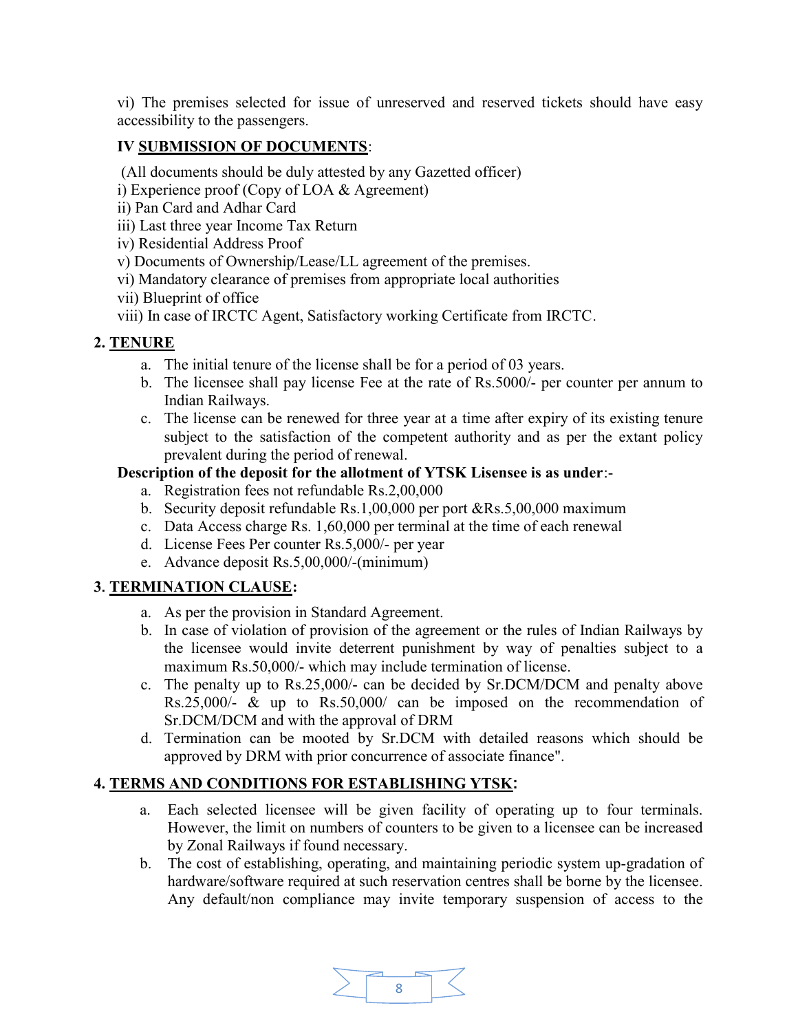vi) The premises selected for issue of unreserved and reserved tickets should have easy accessibility to the passengers.

**IV SUBMISSION OF DOCUMENTS**:

(All documents should be duly attested by any Gazetted officer)

i) Experience proof (Copy of LOA & Agreement)
ii) Pan Card and Adhar Card
iii) Last three year Income Tax Return
iv) Residential Address Proof
v) Documents of Ownership/Lease/LL agreement of the premises.
vi) Mandatory clearance of premises from appropriate local authorities
vii) Blueprint of office
viii) In case of IRCTC Agent, Satisfactory working Certificate from IRCTC.

## 2. TENURE

a. The initial tenure of the license shall be for a period of 03 years.
b. The licensee shall pay license Fee at the rate of Rs.5000/- per counter per annum to Indian Railways.
c. The license can be renewed for three year at a time after expiry of its existing tenure subject to the satisfaction of the competent authority and as per the extant policy prevalent during the period of renewal.

**Description of the deposit for the allotment of YTSK Lisensee is as under**:-

a. Registration fees not refundable Rs.2,00,000
b. Security deposit refundable Rs.1,00,000 per port &Rs.5,00,000 maximum
c. Data Access charge Rs. 1,60,000 per terminal at the time of each renewal
d. License Fees Per counter Rs.5,000/- per year
e. Advance deposit Rs.5,00,000/-(minimum)

## 3. TERMINATION CLAUSE:

a. As per the provision in Standard Agreement.
b. In case of violation of provision of the agreement or the rules of Indian Railways by the licensee would invite deterrent punishment by way of penalties subject to a maximum Rs.50,000/- which may include termination of license.
c. The penalty up to Rs.25,000/- can be decided by Sr.DCM/DCM and penalty above Rs.25,000/- & up to Rs.50,000/ can be imposed on the recommendation of Sr.DCM/DCM and with the approval of DRM
d. Termination can be mooted by Sr.DCM with detailed reasons which should be approved by DRM with prior concurrence of associate finance".

## 4. TERMS AND CONDITIONS FOR ESTABLISHING YTSK:

a. Each selected licensee will be given facility of operating up to four terminals. However, the limit on numbers of counters to be given to a licensee can be increased by Zonal Railways if found necessary.
b. The cost of establishing, operating, and maintaining periodic system up-gradation of hardware/software required at such reservation centres shall be borne by the licensee. Any default/non compliance may invite temporary suspension of access to the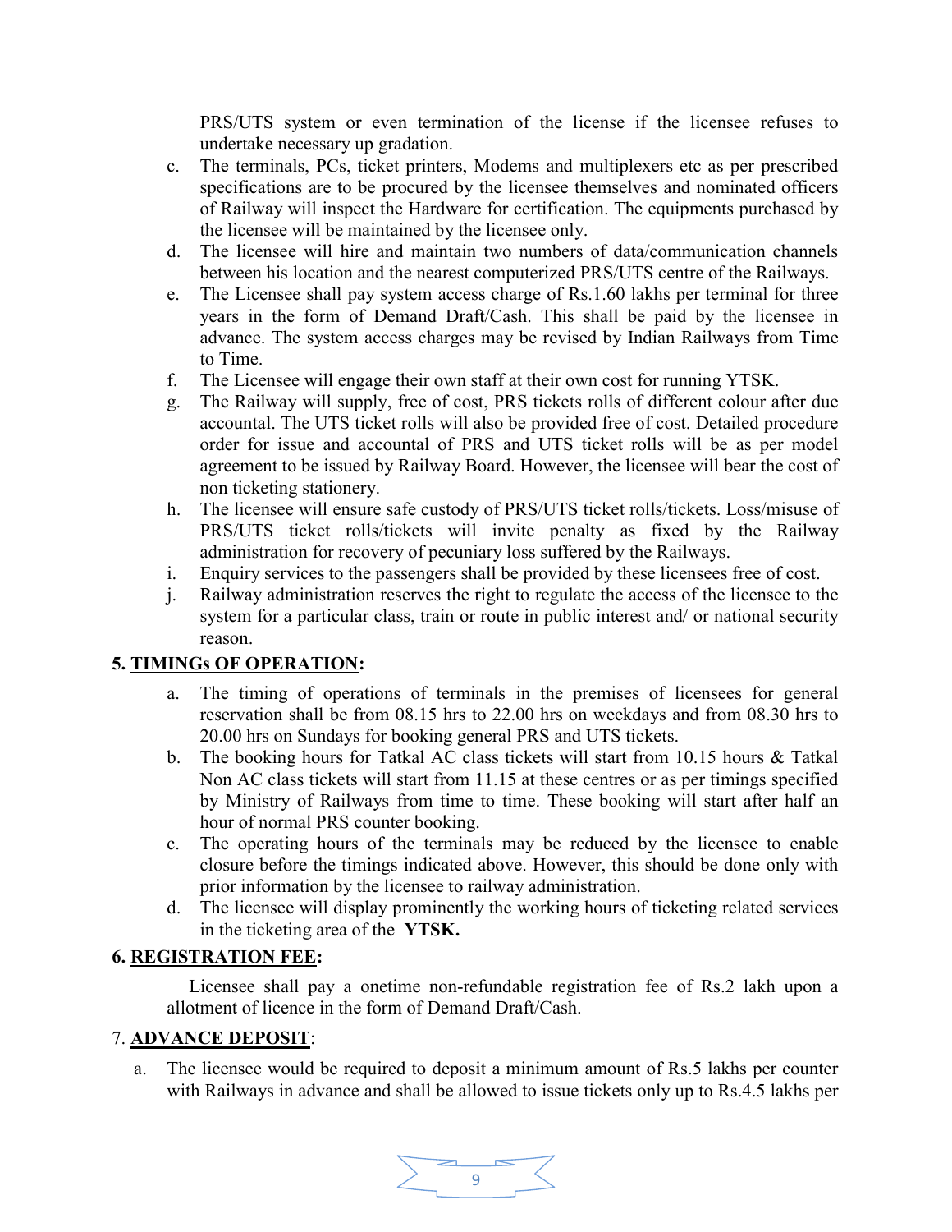PRS/UTS system or even termination of the license if the licensee refuses to undertake necessary up gradation.

c. The terminals, PCs, ticket printers, Modems and multiplexers etc as per prescribed specifications are to be procured by the licensee themselves and nominated officers of Railway will inspect the Hardware for certification. The equipments purchased by the licensee will be maintained by the licensee only.

d. The licensee will hire and maintain two numbers of data/communication channels between his location and the nearest computerized PRS/UTS centre of the Railways.

e. The Licensee shall pay system access charge of Rs.1.60 lakhs per terminal for three years in the form of Demand Draft/Cash. This shall be paid by the licensee in advance. The system access charges may be revised by Indian Railways from Time to Time.

f. The Licensee will engage their own staff at their own cost for running YTSK.

g. The Railway will supply, free of cost, PRS tickets rolls of different colour after due accountal. The UTS ticket rolls will also be provided free of cost. Detailed procedure order for issue and accountal of PRS and UTS ticket rolls will be as per model agreement to be issued by Railway Board. However, the licensee will bear the cost of non ticketing stationery.

h. The licensee will ensure safe custody of PRS/UTS ticket rolls/tickets. Loss/misuse of PRS/UTS ticket rolls/tickets will invite penalty as fixed by the Railway administration for recovery of pecuniary loss suffered by the Railways.

i. Enquiry services to the passengers shall be provided by these licensees free of cost.

j. Railway administration reserves the right to regulate the access of the licensee to the system for a particular class, train or route in public interest and/ or national security reason.

## 5. TIMINGs OF OPERATION:

a. The timing of operations of terminals in the premises of licensees for general reservation shall be from 08.15 hrs to 22.00 hrs on weekdays and from 08.30 hrs to 20.00 hrs on Sundays for booking general PRS and UTS tickets.

b. The booking hours for Tatkal AC class tickets will start from 10.15 hours & Tatkal Non AC class tickets will start from 11.15 at these centres or as per timings specified by Ministry of Railways from time to time. These booking will start after half an hour of normal PRS counter booking.

c. The operating hours of the terminals may be reduced by the licensee to enable closure before the timings indicated above. However, this should be done only with prior information by the licensee to railway administration.

d. The licensee will display prominently the working hours of ticketing related services in the ticketing area of the **YTSK.**

## 6. REGISTRATION FEE:

Licensee shall pay a onetime non-refundable registration fee of Rs.2 lakh upon a allotment of licence in the form of Demand Draft/Cash.

## 7. ADVANCE DEPOSIT:

a. The licensee would be required to deposit a minimum amount of Rs.5 lakhs per counter with Railways in advance and shall be allowed to issue tickets only up to Rs.4.5 lakhs per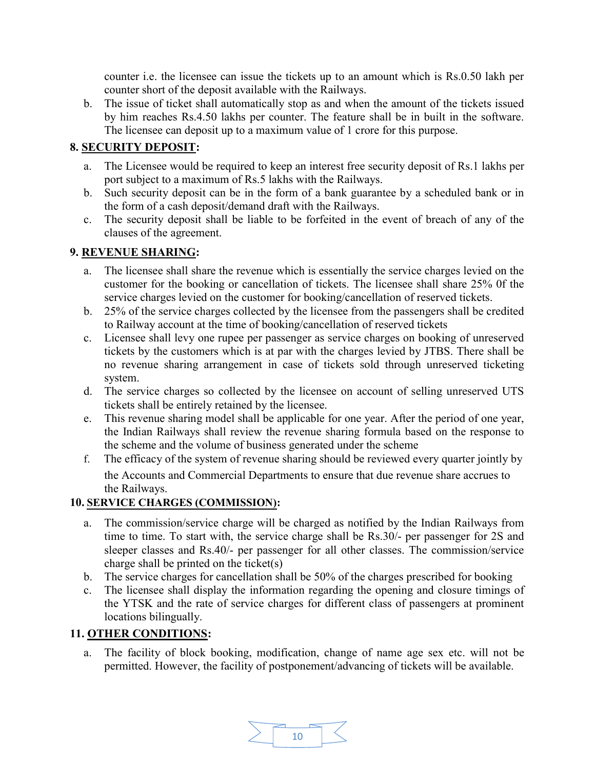counter i.e. the licensee can issue the tickets up to an amount which is Rs.0.50 lakh per counter short of the deposit available with the Railways.

b. The issue of ticket shall automatically stop as and when the amount of the tickets issued by him reaches Rs.4.50 lakhs per counter. The feature shall be in built in the software. The licensee can deposit up to a maximum value of 1 crore for this purpose.

**8. SECURITY DEPOSIT:**

a. The Licensee would be required to keep an interest free security deposit of Rs.1 lakhs per port subject to a maximum of Rs.5 lakhs with the Railways.

b. Such security deposit can be in the form of a bank guarantee by a scheduled bank or in the form of a cash deposit/demand draft with the Railways.

c. The security deposit shall be liable to be forfeited in the event of breach of any of the clauses of the agreement.

**9. REVENUE SHARING:**

a. The licensee shall share the revenue which is essentially the service charges levied on the customer for the booking or cancellation of tickets. The licensee shall share 25% 0f the service charges levied on the customer for booking/cancellation of reserved tickets.

b. 25% of the service charges collected by the licensee from the passengers shall be credited to Railway account at the time of booking/cancellation of reserved tickets

c. Licensee shall levy one rupee per passenger as service charges on booking of unreserved tickets by the customers which is at par with the charges levied by JTBS. There shall be no revenue sharing arrangement in case of tickets sold through unreserved ticketing system.

d. The service charges so collected by the licensee on account of selling unreserved UTS tickets shall be entirely retained by the licensee.

e. This revenue sharing model shall be applicable for one year. After the period of one year, the Indian Railways shall review the revenue sharing formula based on the response to the scheme and the volume of business generated under the scheme

f. The efficacy of the system of revenue sharing should be reviewed every quarter jointly by the Accounts and Commercial Departments to ensure that due revenue share accrues to the Railways.

**10. SERVICE CHARGES (COMMISSION):**

a. The commission/service charge will be charged as notified by the Indian Railways from time to time. To start with, the service charge shall be Rs.30/- per passenger for 2S and sleeper classes and Rs.40/- per passenger for all other classes. The commission/service charge shall be printed on the ticket(s)

b. The service charges for cancellation shall be 50% of the charges prescribed for booking

c. The licensee shall display the information regarding the opening and closure timings of the YTSK and the rate of service charges for different class of passengers at prominent locations bilingually.

**11. OTHER CONDITIONS:**

a. The facility of block booking, modification, change of name age sex etc. will not be permitted. However, the facility of postponement/advancing of tickets will be available.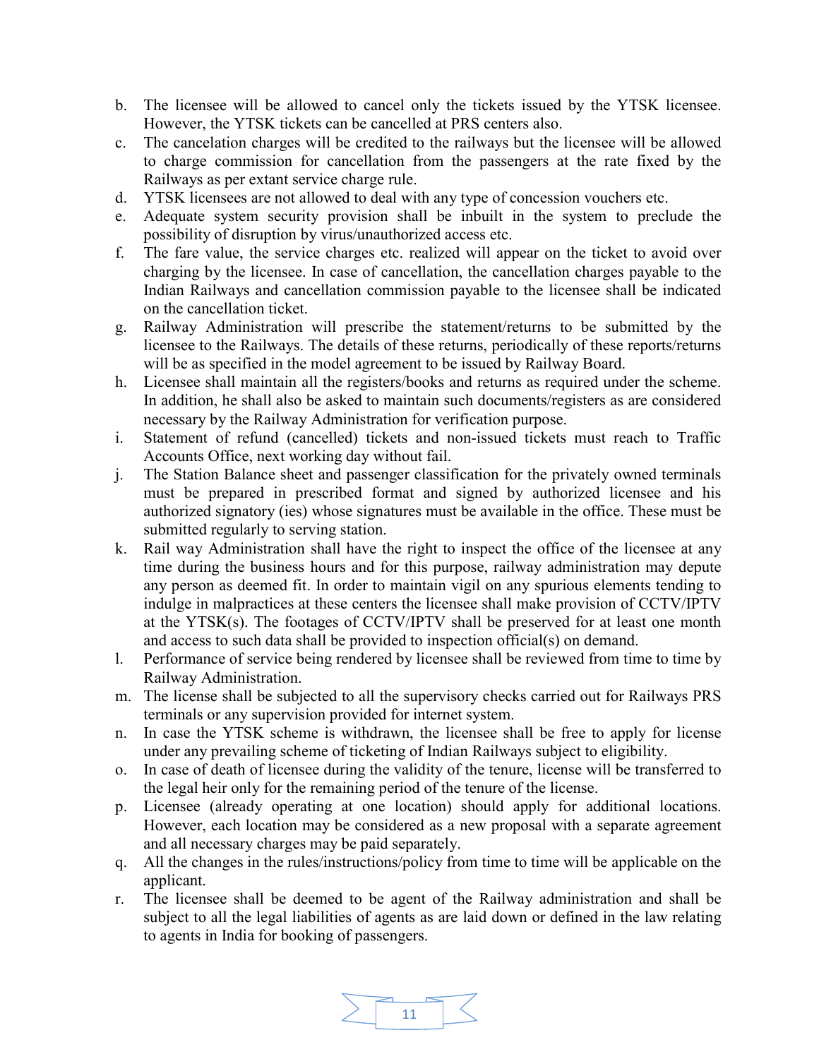b. The licensee will be allowed to cancel only the tickets issued by the YTSK licensee. However, the YTSK tickets can be cancelled at PRS centers also.
c. The cancelation charges will be credited to the railways but the licensee will be allowed to charge commission for cancellation from the passengers at the rate fixed by the Railways as per extant service charge rule.
d. YTSK licensees are not allowed to deal with any type of concession vouchers etc.
e. Adequate system security provision shall be inbuilt in the system to preclude the possibility of disruption by virus/unauthorized access etc.
f. The fare value, the service charges etc. realized will appear on the ticket to avoid over charging by the licensee. In case of cancellation, the cancellation charges payable to the Indian Railways and cancellation commission payable to the licensee shall be indicated on the cancellation ticket.
g. Railway Administration will prescribe the statement/returns to be submitted by the licensee to the Railways. The details of these returns, periodically of these reports/returns will be as specified in the model agreement to be issued by Railway Board.
h. Licensee shall maintain all the registers/books and returns as required under the scheme. In addition, he shall also be asked to maintain such documents/registers as are considered necessary by the Railway Administration for verification purpose.
i. Statement of refund (cancelled) tickets and non-issued tickets must reach to Traffic Accounts Office, next working day without fail.
j. The Station Balance sheet and passenger classification for the privately owned terminals must be prepared in prescribed format and signed by authorized licensee and his authorized signatory (ies) whose signatures must be available in the office. These must be submitted regularly to serving station.
k. Rail way Administration shall have the right to inspect the office of the licensee at any time during the business hours and for this purpose, railway administration may depute any person as deemed fit. In order to maintain vigil on any spurious elements tending to indulge in malpractices at these centers the licensee shall make provision of CCTV/IPTV at the YTSK(s). The footages of CCTV/IPTV shall be preserved for at least one month and access to such data shall be provided to inspection official(s) on demand.
l. Performance of service being rendered by licensee shall be reviewed from time to time by Railway Administration.
m. The license shall be subjected to all the supervisory checks carried out for Railways PRS terminals or any supervision provided for internet system.
n. In case the YTSK scheme is withdrawn, the licensee shall be free to apply for license under any prevailing scheme of ticketing of Indian Railways subject to eligibility.
o. In case of death of licensee during the validity of the tenure, license will be transferred to the legal heir only for the remaining period of the tenure of the license.
p. Licensee (already operating at one location) should apply for additional locations. However, each location may be considered as a new proposal with a separate agreement and all necessary charges may be paid separately.
q. All the changes in the rules/instructions/policy from time to time will be applicable on the applicant.
r. The licensee shall be deemed to be agent of the Railway administration and shall be subject to all the legal liabilities of agents as are laid down or defined in the law relating to agents in India for booking of passengers.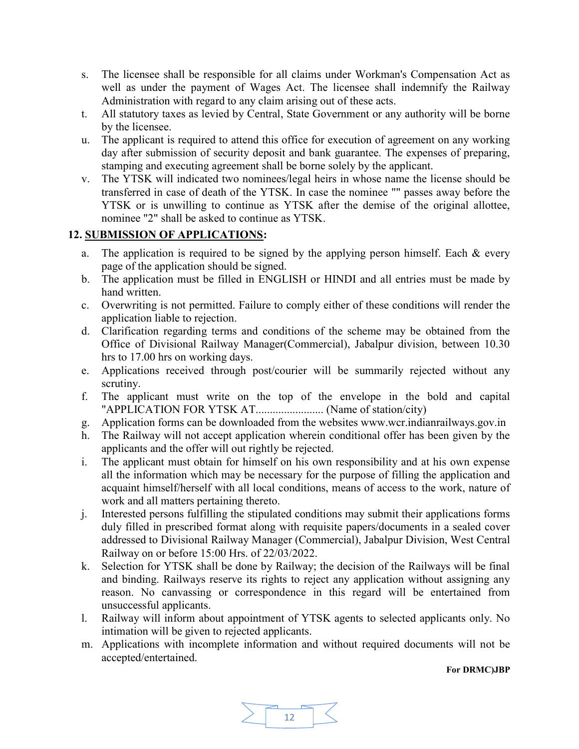s. The licensee shall be responsible for all claims under Workman's Compensation Act as well as under the payment of Wages Act. The licensee shall indemnify the Railway Administration with regard to any claim arising out of these acts.
t. All statutory taxes as levied by Central, State Government or any authority will be borne by the licensee.
u. The applicant is required to attend this office for execution of agreement on any working day after submission of security deposit and bank guarantee. The expenses of preparing, stamping and executing agreement shall be borne solely by the applicant.
v. The YTSK will indicated two nominees/legal heirs in whose name the license should be transferred in case of death of the YTSK. In case the nominee "" passes away before the YTSK or is unwilling to continue as YTSK after the demise of the original allottee, nominee "2" shall be asked to continue as YTSK.

**12. <u>SUBMISSION OF APPLICATIONS</u>:**

a. The application is required to be signed by the applying person himself. Each & every page of the application should be signed.
b. The application must be filled in ENGLISH or HINDI and all entries must be made by hand written.
c. Overwriting is not permitted. Failure to comply either of these conditions will render the application liable to rejection.
d. Clarification regarding terms and conditions of the scheme may be obtained from the Office of Divisional Railway Manager(Commercial), Jabalpur division, between 10.30 hrs to 17.00 hrs on working days.
e. Applications received through post/courier will be summarily rejected without any scrutiny.
f. The applicant must write on the top of the envelope in the bold and capital "APPLICATION FOR YTSK AT........................ (Name of station/city)
g. Application forms can be downloaded from the websites www.wcr.indianrailways.gov.in
h. The Railway will not accept application wherein conditional offer has been given by the applicants and the offer will out rightly be rejected.
i. The applicant must obtain for himself on his own responsibility and at his own expense all the information which may be necessary for the purpose of filling the application and acquaint himself/herself with all local conditions, means of access to the work, nature of work and all matters pertaining thereto.
j. Interested persons fulfilling the stipulated conditions may submit their applications forms duly filled in prescribed format along with requisite papers/documents in a sealed cover addressed to Divisional Railway Manager (Commercial), Jabalpur Division, West Central Railway on or before 15:00 Hrs. of 22/03/2022.
k. Selection for YTSK shall be done by Railway; the decision of the Railways will be final and binding. Railways reserve its rights to reject any application without assigning any reason. No canvassing or correspondence in this regard will be entertained from unsuccessful applicants.
l. Railway will inform about appointment of YTSK agents to selected applicants only. No intimation will be given to rejected applicants.
m. Applications with incomplete information and without required documents will not be accepted/entertained.

**For DRMC)JBP**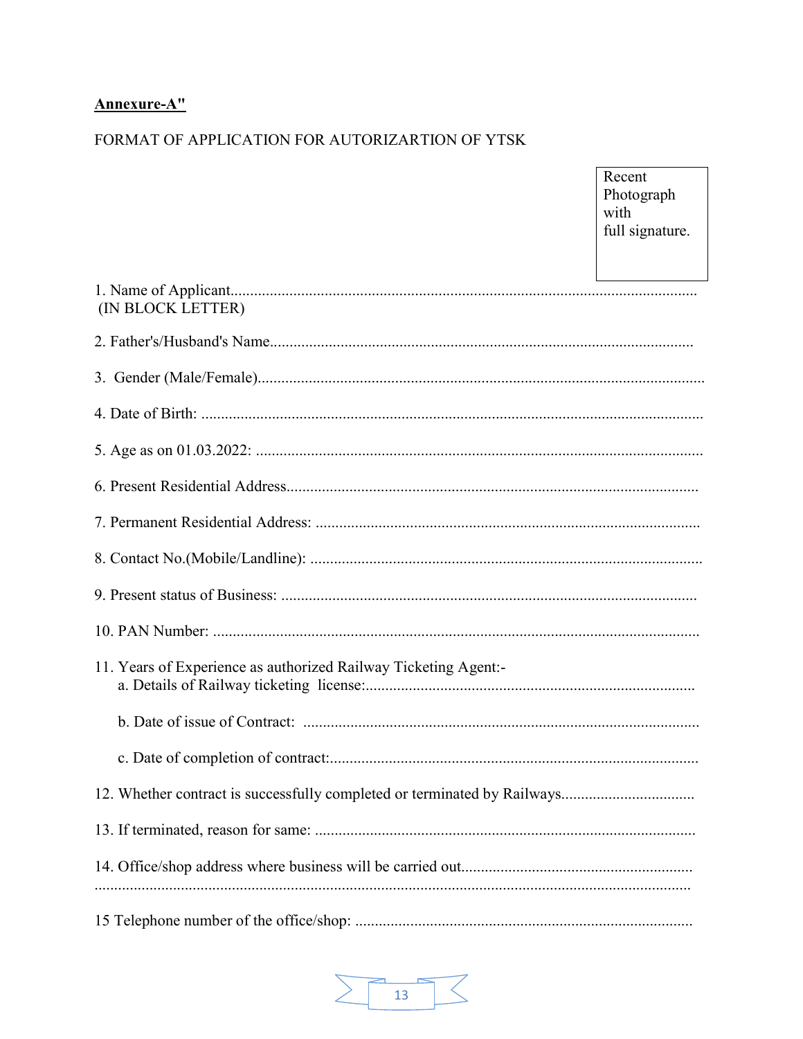**Annexure-A"**

FORMAT OF APPLICATION FOR AUTORIZARTION OF YTSK

| Recent Photograph with full signature. |
|---|

1. Name of Applicant.......................................................................................................................
 (IN BLOCK LETTER)

2. Father's/Husband's Name...........................................................................................................

3. Gender (Male/Female)..................................................................................................................

4. Date of Birth: ................................................................................................................................

5. Age as on 01.03.2022: .................................................................................................................

6. Present Residential Address........................................................................................................

7. Permanent Residential Address: .................................................................................................

8. Contact No.(Mobile/Landline): ...................................................................................................

9. Present status of Business: .........................................................................................................

10. PAN Number: ...........................................................................................................................

11. Years of Experience as authorized Railway Ticketing Agent:-
    a. Details of Railway ticketing license:...................................................................................

    b. Date of issue of Contract: ....................................................................................................

    c. Date of completion of contract:.............................................................................................

12. Whether contract is successfully completed or terminated by Railways..................................

13. If terminated, reason for same: .................................................................................................

14. Office/shop address where business will be carried out...........................................................
.......................................................................................................................................................

15 Telephone number of the office/shop: .....................................................................................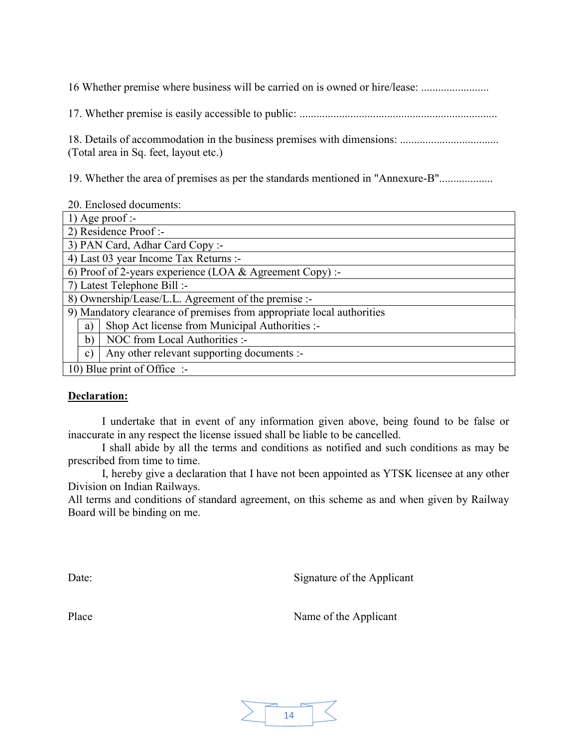16 Whether premise where business will be carried on is owned or hire/lease: ........................

17. Whether premise is easily accessible to public: .....................................................................

18. Details of accommodation in the business premises with dimensions: ..................................
(Total area in Sq. feet, layout etc.)

19. Whether the area of premises as per the standards mentioned in "Annexure-B"..................

20. Enclosed documents:

| | |
|---|---|
| 1) Age proof :- | |
| 2) Residence Proof :- | |
| 3) PAN Card, Adhar Card Copy :- | |
| 4) Last 03 year Income Tax Returns :- | |
| 6) Proof of 2-years experience (LOA & Agreement Copy) :- | |
| 7) Latest Telephone Bill :- | |
| 8) Ownership/Lease/L.L. Agreement of the premise :- | |
| 9) Mandatory clearance of premises from appropriate local authorities | |
| a) | Shop Act license from Municipal Authorities :- |
| b) | NOC from Local Authorities :- |
| c) | Any other relevant supporting documents :- |
| 10) Blue print of Office :- | |

**Declaration:**

I undertake that in event of any information given above, being found to be false or inaccurate in any respect the license issued shall be liable to be cancelled.

I shall abide by all the terms and conditions as notified and such conditions as may be prescribed from time to time.

I, hereby give a declaration that I have not been appointed as YTSK licensee at any other Division on Indian Railways.

All terms and conditions of standard agreement, on this scheme as and when given by Railway Board will be binding on me.

Date: Signature of the Applicant

Place Name of the Applicant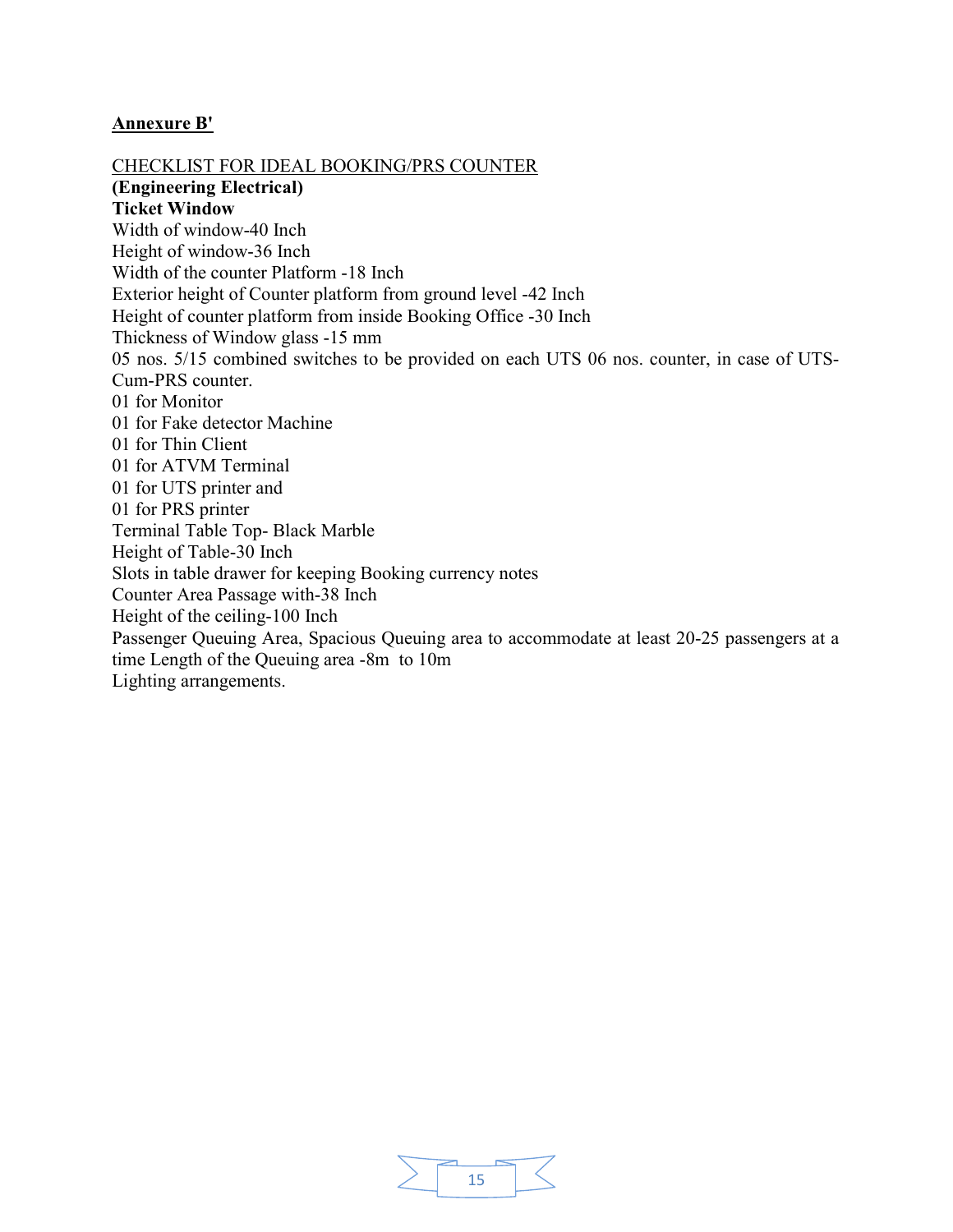**Annexure B'**

CHECKLIST FOR IDEAL BOOKING/PRS COUNTER

**(Engineering Electrical)**

**Ticket Window**

Width of window-40 Inch

Height of window-36 Inch

Width of the counter Platform -18 Inch

Exterior height of Counter platform from ground level -42 Inch

Height of counter platform from inside Booking Office -30 Inch

Thickness of Window glass -15 mm

05 nos. 5/15 combined switches to be provided on each UTS 06 nos. counter, in case of UTS-Cum-PRS counter.

01 for Monitor

01 for Fake detector Machine

01 for Thin Client

01 for ATVM Terminal

01 for UTS printer and

01 for PRS printer

Terminal Table Top- Black Marble

Height of Table-30 Inch

Slots in table drawer for keeping Booking currency notes

Counter Area Passage with-38 Inch

Height of the ceiling-100 Inch

Passenger Queuing Area, Spacious Queuing area to accommodate at least 20-25 passengers at a time Length of the Queuing area -8m to 10m

Lighting arrangements.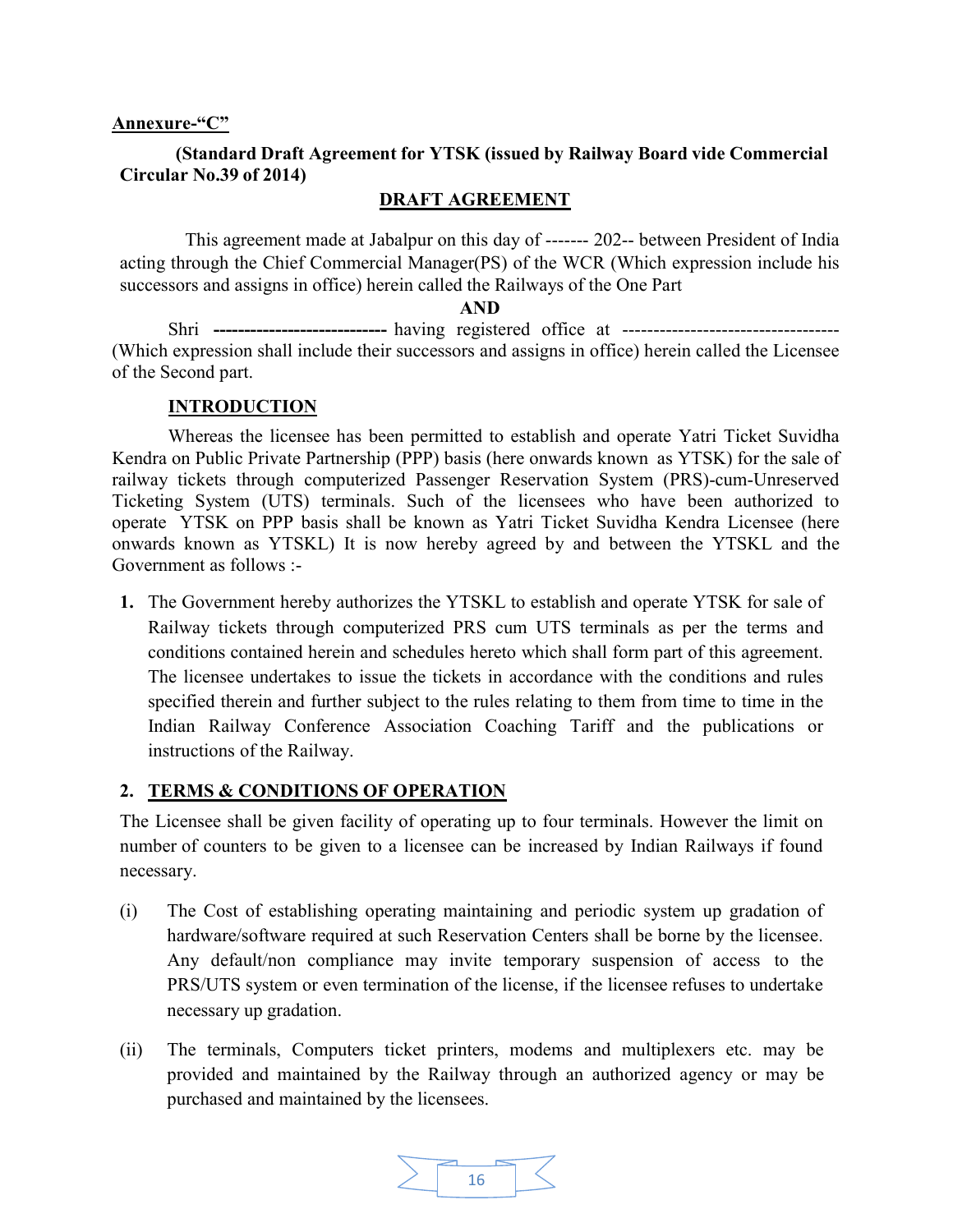**Annexure-"C"**

**(Standard Draft Agreement for YTSK (issued by Railway Board vide Commercial Circular No.39 of 2014)**

## DRAFT AGREEMENT

This agreement made at Jabalpur on this day of ------- 202-- between President of India acting through the Chief Commercial Manager(PS) of the WCR (Which expression include his successors and assigns in office) herein called the Railways of the One Part

**AND**

Shri **----------------------------** having registered office at ----------------------------------- (Which expression shall include their successors and assigns in office) herein called the Licensee of the Second part.

### INTRODUCTION

Whereas the licensee has been permitted to establish and operate Yatri Ticket Suvidha Kendra on Public Private Partnership (PPP) basis (here onwards known as YTSK) for the sale of railway tickets through computerized Passenger Reservation System (PRS)-cum-Unreserved Ticketing System (UTS) terminals. Such of the licensees who have been authorized to operate YTSK on PPP basis shall be known as Yatri Ticket Suvidha Kendra Licensee (here onwards known as YTSKL) It is now hereby agreed by and between the YTSKL and the Government as follows :-

1. The Government hereby authorizes the YTSKL to establish and operate YTSK for sale of Railway tickets through computerized PRS cum UTS terminals as per the terms and conditions contained herein and schedules hereto which shall form part of this agreement. The licensee undertakes to issue the tickets in accordance with the conditions and rules specified therein and further subject to the rules relating to them from time to time in the Indian Railway Conference Association Coaching Tariff and the publications or instructions of the Railway.

2. **TERMS & CONDITIONS OF OPERATION**

The Licensee shall be given facility of operating up to four terminals. However the limit on number of counters to be given to a licensee can be increased by Indian Railways if found necessary.

(i) The Cost of establishing operating maintaining and periodic system up gradation of hardware/software required at such Reservation Centers shall be borne by the licensee. Any default/non compliance may invite temporary suspension of access to the PRS/UTS system or even termination of the license, if the licensee refuses to undertake necessary up gradation.

(ii) The terminals, Computers ticket printers, modems and multiplexers etc. may be provided and maintained by the Railway through an authorized agency or may be purchased and maintained by the licensees.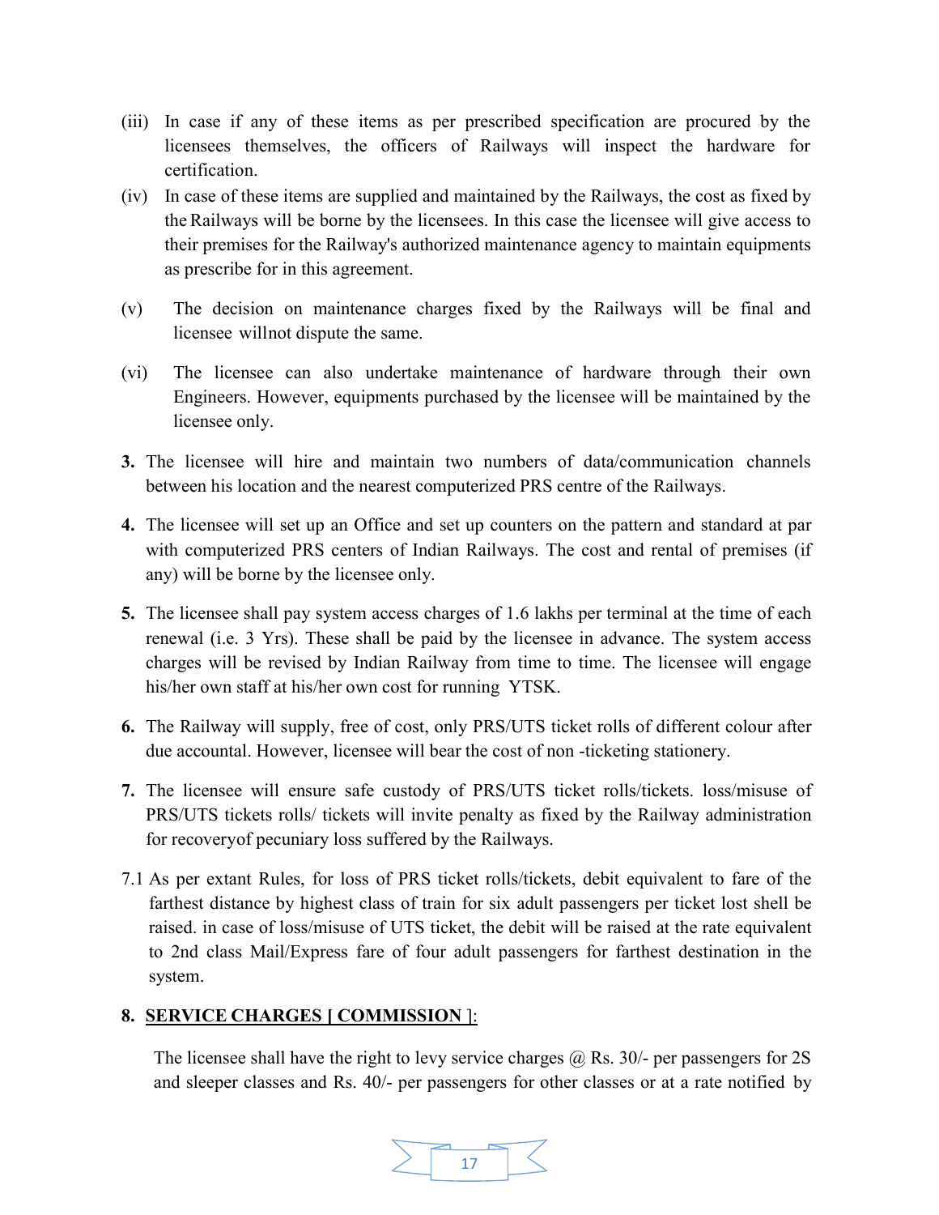(iii) In case if any of these items as per prescribed specification are procured by the licensees themselves, the officers of Railways will inspect the hardware for certification.

(iv) In case of these items are supplied and maintained by the Railways, the cost as fixed by the Railways will be borne by the licensees. In this case the licensee will give access to their premises for the Railway's authorized maintenance agency to maintain equipments as prescribe for in this agreement.

(v) The decision on maintenance charges fixed by the Railways will be final and licensee willnot dispute the same.

(vi) The licensee can also undertake maintenance of hardware through their own Engineers. However, equipments purchased by the licensee will be maintained by the licensee only.

**3.** The licensee will hire and maintain two numbers of data/communication channels between his location and the nearest computerized PRS centre of the Railways.

**4.** The licensee will set up an Office and set up counters on the pattern and standard at par with computerized PRS centers of Indian Railways. The cost and rental of premises (if any) will be borne by the licensee only.

**5.** The licensee shall pay system access charges of 1.6 lakhs per terminal at the time of each renewal (i.e. 3 Yrs). These shall be paid by the licensee in advance. The system access charges will be revised by Indian Railway from time to time. The licensee will engage his/her own staff at his/her own cost for running YTSK.

**6.** The Railway will supply, free of cost, only PRS/UTS ticket rolls of different colour after due accountal. However, licensee will bear the cost of non -ticketing stationery.

**7.** The licensee will ensure safe custody of PRS/UTS ticket rolls/tickets. loss/misuse of PRS/UTS tickets rolls/ tickets will invite penalty as fixed by the Railway administration for recoveryof pecuniary loss suffered by the Railways.

7.1 As per extant Rules, for loss of PRS ticket rolls/tickets, debit equivalent to fare of the farthest distance by highest class of train for six adult passengers per ticket lost shell be raised. in case of loss/misuse of UTS ticket, the debit will be raised at the rate equivalent to 2nd class Mail/Express fare of four adult passengers for farthest destination in the system.

**8.** **SERVICE CHARGES [ COMMISSION ]:**

The licensee shall have the right to levy service charges @ Rs. 30/- per passengers for 2S and sleeper classes and Rs. 40/- per passengers for other classes or at a rate notified by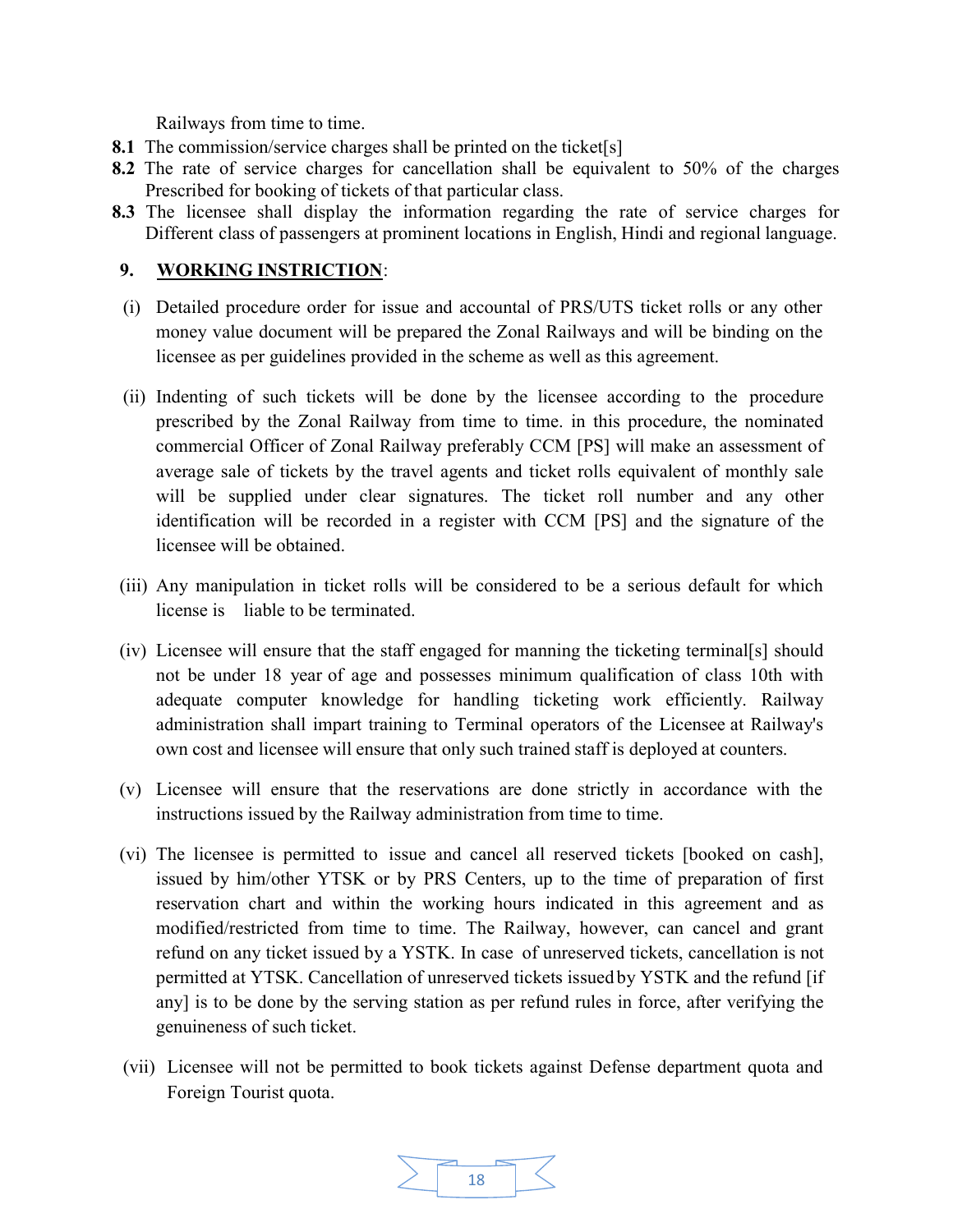Railways from time to time.

**8.1** The commission/service charges shall be printed on the ticket[s]

**8.2** The rate of service charges for cancellation shall be equivalent to 50% of the charges Prescribed for booking of tickets of that particular class.

**8.3** The licensee shall display the information regarding the rate of service charges for Different class of passengers at prominent locations in English, Hindi and regional language.

## 9. <u>WORKING INSTRICTION</u>:

(i) Detailed procedure order for issue and accountal of PRS/UTS ticket rolls or any other money value document will be prepared the Zonal Railways and will be binding on the licensee as per guidelines provided in the scheme as well as this agreement.

(ii) Indenting of such tickets will be done by the licensee according to the procedure prescribed by the Zonal Railway from time to time. in this procedure, the nominated commercial Officer of Zonal Railway preferably CCM [PS] will make an assessment of average sale of tickets by the travel agents and ticket rolls equivalent of monthly sale will be supplied under clear signatures. The ticket roll number and any other identification will be recorded in a register with CCM [PS] and the signature of the licensee will be obtained.

(iii) Any manipulation in ticket rolls will be considered to be a serious default for which license is liable to be terminated.

(iv) Licensee will ensure that the staff engaged for manning the ticketing terminal[s] should not be under 18 year of age and possesses minimum qualification of class 10th with adequate computer knowledge for handling ticketing work efficiently. Railway administration shall impart training to Terminal operators of the Licensee at Railway's own cost and licensee will ensure that only such trained staff is deployed at counters.

(v) Licensee will ensure that the reservations are done strictly in accordance with the instructions issued by the Railway administration from time to time.

(vi) The licensee is permitted to issue and cancel all reserved tickets [booked on cash], issued by him/other YTSK or by PRS Centers, up to the time of preparation of first reservation chart and within the working hours indicated in this agreement and as modified/restricted from time to time. The Railway, however, can cancel and grant refund on any ticket issued by a YSTK. In case of unreserved tickets, cancellation is not permitted at YTSK. Cancellation of unreserved tickets issued by YSTK and the refund [if any] is to be done by the serving station as per refund rules in force, after verifying the genuineness of such ticket.

(vii) Licensee will not be permitted to book tickets against Defense department quota and Foreign Tourist quota.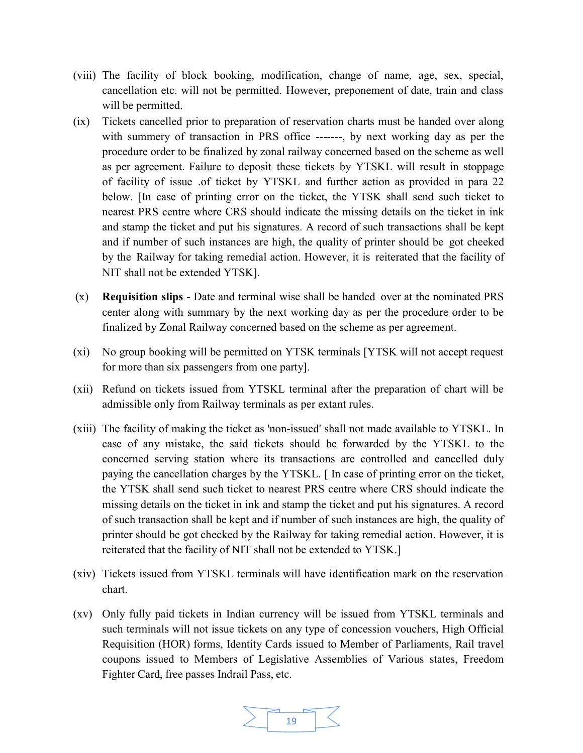(viii) The facility of block booking, modification, change of name, age, sex, special, cancellation etc. will not be permitted. However, preponement of date, train and class will be permitted.

(ix) Tickets cancelled prior to preparation of reservation charts must be handed over along with summery of transaction in PRS office -------, by next working day as per the procedure order to be finalized by zonal railway concerned based on the scheme as well as per agreement. Failure to deposit these tickets by YTSKL will result in stoppage of facility of issue .of ticket by YTSKL and further action as provided in para 22 below. [In case of printing error on the ticket, the YTSK shall send such ticket to nearest PRS centre where CRS should indicate the missing details on the ticket in ink and stamp the ticket and put his signatures. A record of such transactions shall be kept and if number of such instances are high, the quality of printer should be got cheeked by the Railway for taking remedial action. However, it is reiterated that the facility of NIT shall not be extended YTSK].

(x) **Requisition slips** - Date and terminal wise shall be handed over at the nominated PRS center along with summary by the next working day as per the procedure order to be finalized by Zonal Railway concerned based on the scheme as per agreement.

(xi) No group booking will be permitted on YTSK terminals [YTSK will not accept request for more than six passengers from one party].

(xii) Refund on tickets issued from YTSKL terminal after the preparation of chart will be admissible only from Railway terminals as per extant rules.

(xiii) The facility of making the ticket as 'non-issued' shall not made available to YTSKL. In case of any mistake, the said tickets should be forwarded by the YTSKL to the concerned serving station where its transactions are controlled and cancelled duly paying the cancellation charges by the YTSKL. [ In case of printing error on the ticket, the YTSK shall send such ticket to nearest PRS centre where CRS should indicate the missing details on the ticket in ink and stamp the ticket and put his signatures. A record of such transaction shall be kept and if number of such instances are high, the quality of printer should be got checked by the Railway for taking remedial action. However, it is reiterated that the facility of NIT shall not be extended to YTSK.]

(xiv) Tickets issued from YTSKL terminals will have identification mark on the reservation chart.

(xv) Only fully paid tickets in Indian currency will be issued from YTSKL terminals and such terminals will not issue tickets on any type of concession vouchers, High Official Requisition (HOR) forms, Identity Cards issued to Member of Parliaments, Rail travel coupons issued to Members of Legislative Assemblies of Various states, Freedom Fighter Card, free passes Indrail Pass, etc.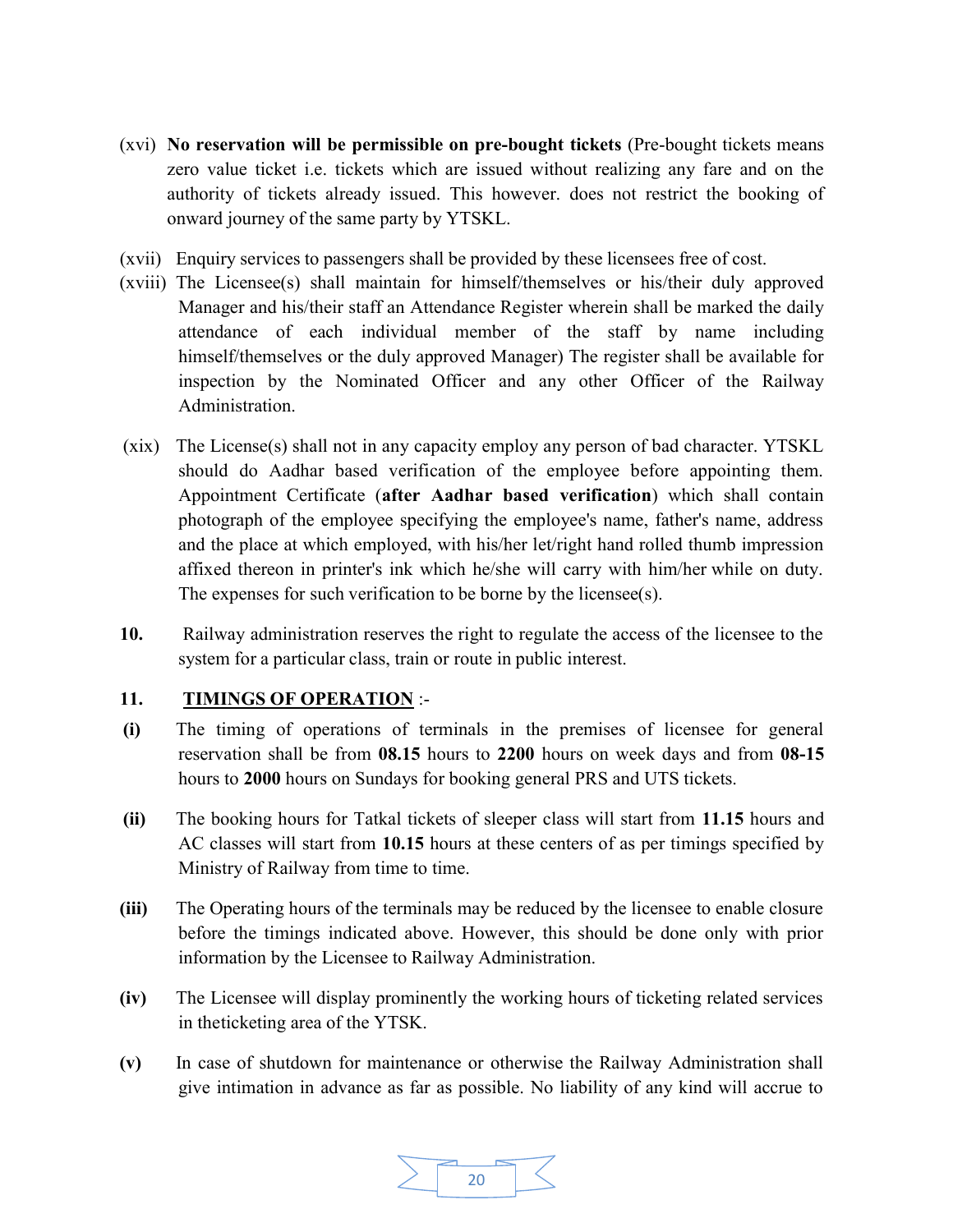(xvi) **No reservation will be permissible on pre-bought tickets** (Pre-bought tickets means zero value ticket i.e. tickets which are issued without realizing any fare and on the authority of tickets already issued. This however. does not restrict the booking of onward journey of the same party by YTSKL.

(xvii) Enquiry services to passengers shall be provided by these licensees free of cost.

(xviii) The Licensee(s) shall maintain for himself/themselves or his/their duly approved Manager and his/their staff an Attendance Register wherein shall be marked the daily attendance of each individual member of the staff by name including himself/themselves or the duly approved Manager) The register shall be available for inspection by the Nominated Officer and any other Officer of the Railway Administration.

(xix) The License(s) shall not in any capacity employ any person of bad character. YTSKL should do Aadhar based verification of the employee before appointing them. Appointment Certificate (**after Aadhar based verification**) which shall contain photograph of the employee specifying the employee's name, father's name, address and the place at which employed, with his/her let/right hand rolled thumb impression affixed thereon in printer's ink which he/she will carry with him/her while on duty. The expenses for such verification to be borne by the licensee(s).

**10.** Railway administration reserves the right to regulate the access of the licensee to the system for a particular class, train or route in public interest.

**11.** **<u>TIMINGS OF OPERATION</u>** :-

**(i)** The timing of operations of terminals in the premises of licensee for general reservation shall be from **08.15** hours to **2200** hours on week days and from **08-15** hours to **2000** hours on Sundays for booking general PRS and UTS tickets.

**(ii)** The booking hours for Tatkal tickets of sleeper class will start from **11.15** hours and AC classes will start from **10.15** hours at these centers of as per timings specified by Ministry of Railway from time to time.

**(iii)** The Operating hours of the terminals may be reduced by the licensee to enable closure before the timings indicated above. However, this should be done only with prior information by the Licensee to Railway Administration.

**(iv)** The Licensee will display prominently the working hours of ticketing related services in theticketing area of the YTSK.

**(v)** In case of shutdown for maintenance or otherwise the Railway Administration shall give intimation in advance as far as possible. No liability of any kind will accrue to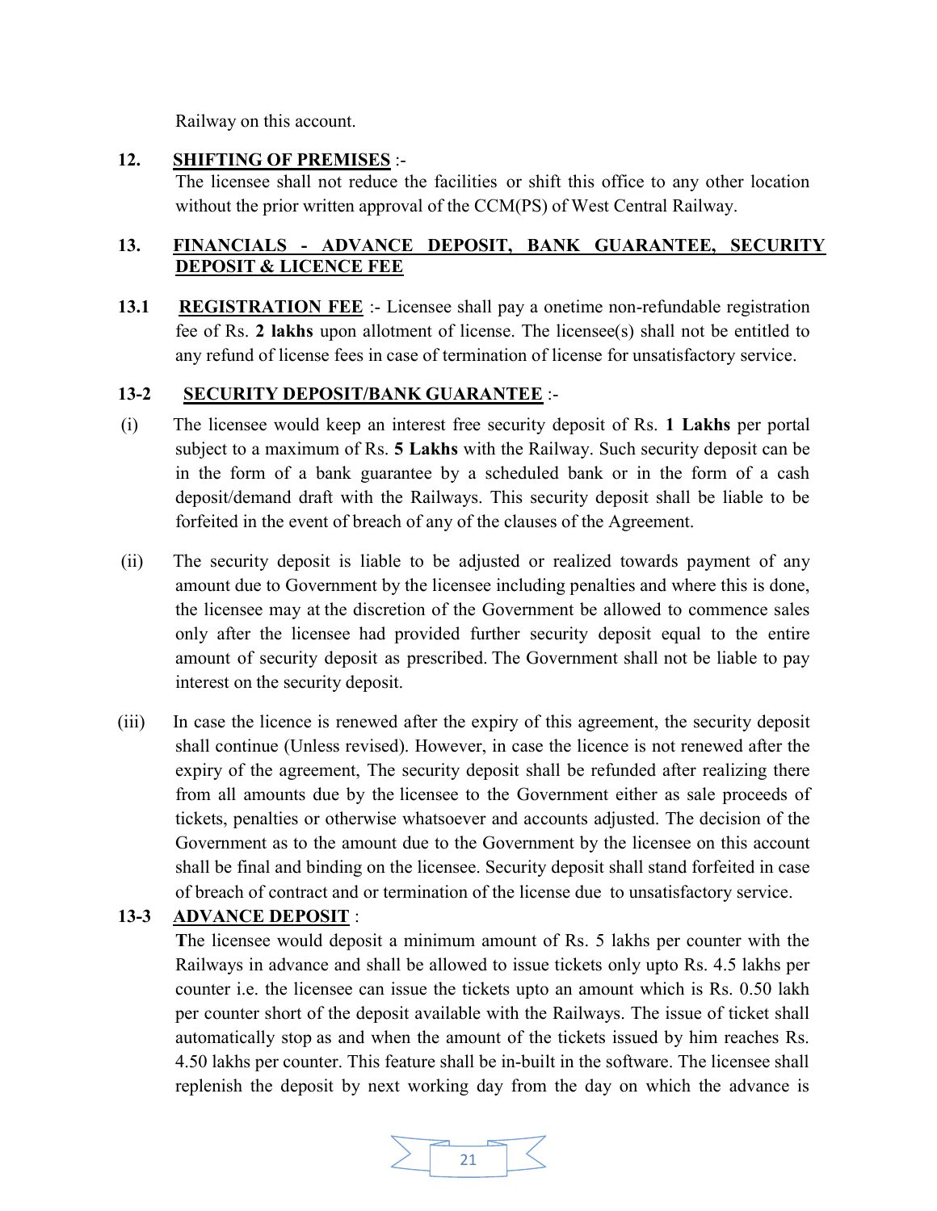Railway on this account.

**12. SHIFTING OF PREMISES** :-

The licensee shall not reduce the facilities or shift this office to any other location without the prior written approval of the CCM(PS) of West Central Railway.

**13. FINANCIALS - ADVANCE DEPOSIT, BANK GUARANTEE, SECURITY DEPOSIT & LICENCE FEE**

**13.1 REGISTRATION FEE** :- Licensee shall pay a onetime non-refundable registration fee of Rs. **2 lakhs** upon allotment of license. The licensee(s) shall not be entitled to any refund of license fees in case of termination of license for unsatisfactory service.

**13-2 SECURITY DEPOSIT/BANK GUARANTEE** :-

(i) The licensee would keep an interest free security deposit of Rs. **1 Lakhs** per portal subject to a maximum of Rs. **5 Lakhs** with the Railway. Such security deposit can be in the form of a bank guarantee by a scheduled bank or in the form of a cash deposit/demand draft with the Railways. This security deposit shall be liable to be forfeited in the event of breach of any of the clauses of the Agreement.

(ii) The security deposit is liable to be adjusted or realized towards payment of any amount due to Government by the licensee including penalties and where this is done, the licensee may at the discretion of the Government be allowed to commence sales only after the licensee had provided further security deposit equal to the entire amount of security deposit as prescribed. The Government shall not be liable to pay interest on the security deposit.

(iii) In case the licence is renewed after the expiry of this agreement, the security deposit shall continue (Unless revised). However, in case the licence is not renewed after the expiry of the agreement, The security deposit shall be refunded after realizing there from all amounts due by the licensee to the Government either as sale proceeds of tickets, penalties or otherwise whatsoever and accounts adjusted. The decision of the Government as to the amount due to the Government by the licensee on this account shall be final and binding on the licensee. Security deposit shall stand forfeited in case of breach of contract and or termination of the license due to unsatisfactory service.

**13-3 ADVANCE DEPOSIT** :

**T**he licensee would deposit a minimum amount of Rs. 5 lakhs per counter with the Railways in advance and shall be allowed to issue tickets only upto Rs. 4.5 lakhs per counter i.e. the licensee can issue the tickets upto an amount which is Rs. 0.50 lakh per counter short of the deposit available with the Railways. The issue of ticket shall automatically stop as and when the amount of the tickets issued by him reaches Rs. 4.50 lakhs per counter. This feature shall be in-built in the software. The licensee shall replenish the deposit by next working day from the day on which the advance is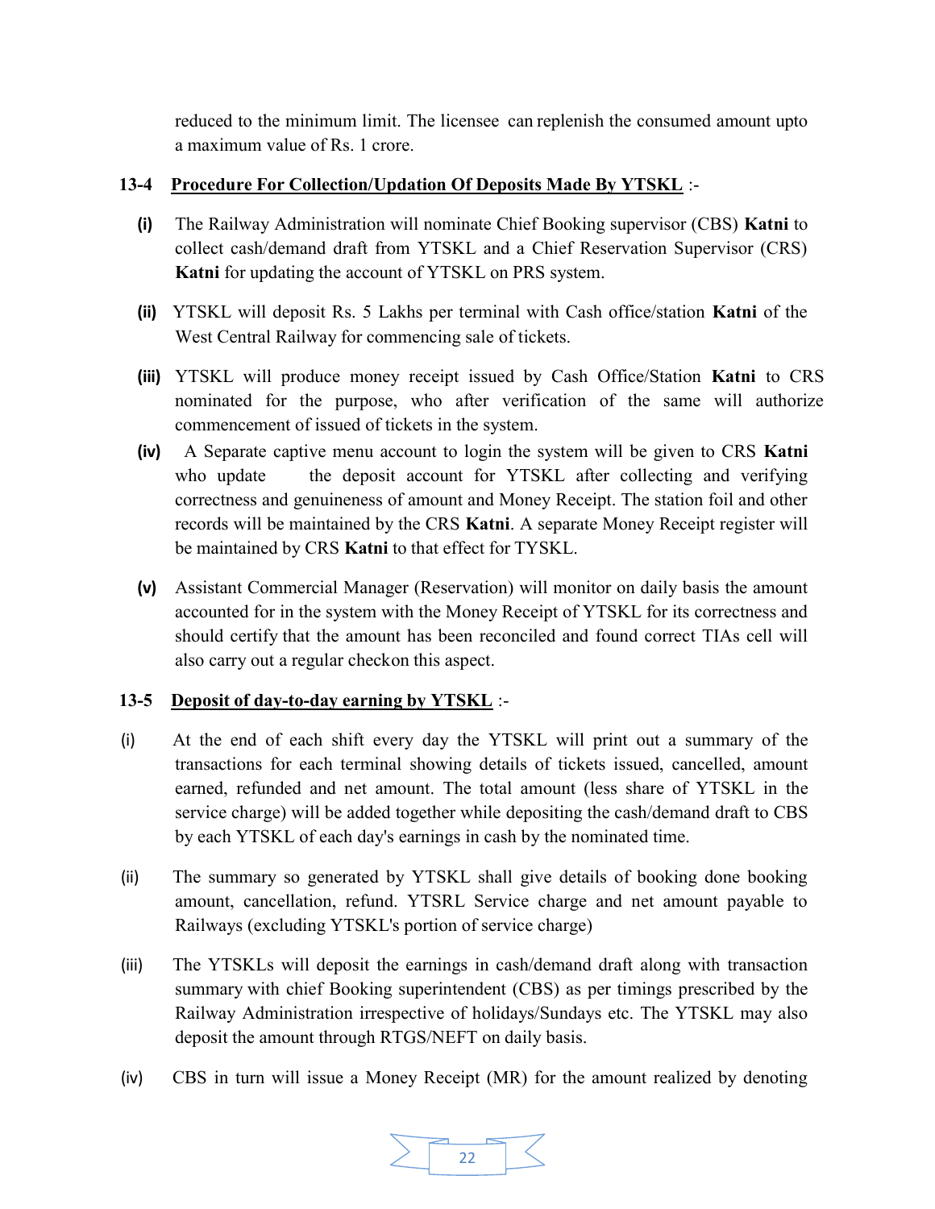reduced to the minimum limit. The licensee can replenish the consumed amount upto a maximum value of Rs. 1 crore.

**13-4 <u>Procedure For Collection/Updation Of Deposits Made By YTSKL</u>** :-

**(i)** The Railway Administration will nominate Chief Booking supervisor (CBS) **Katni** to collect cash/demand draft from YTSKL and a Chief Reservation Supervisor (CRS) **Katni** for updating the account of YTSKL on PRS system.

**(ii)** YTSKL will deposit Rs. 5 Lakhs per terminal with Cash office/station **Katni** of the West Central Railway for commencing sale of tickets.

**(iii)** YTSKL will produce money receipt issued by Cash Office/Station **Katni** to CRS nominated for the purpose, who after verification of the same will authorize commencement of issued of tickets in the system.

**(iv)** A Separate captive menu account to login the system will be given to CRS **Katni** who update the deposit account for YTSKL after collecting and verifying correctness and genuineness of amount and Money Receipt. The station foil and other records will be maintained by the CRS **Katni**. A separate Money Receipt register will be maintained by CRS **Katni** to that effect for TYSKL.

**(v)** Assistant Commercial Manager (Reservation) will monitor on daily basis the amount accounted for in the system with the Money Receipt of YTSKL for its correctness and should certify that the amount has been reconciled and found correct TIAs cell will also carry out a regular checkon this aspect.

**13-5 <u>Deposit of day-to-day earning by YTSKL</u>** :-

(i) At the end of each shift every day the YTSKL will print out a summary of the transactions for each terminal showing details of tickets issued, cancelled, amount earned, refunded and net amount. The total amount (less share of YTSKL in the service charge) will be added together while depositing the cash/demand draft to CBS by each YTSKL of each day's earnings in cash by the nominated time.

(ii) The summary so generated by YTSKL shall give details of booking done booking amount, cancellation, refund. YTSRL Service charge and net amount payable to Railways (excluding YTSKL's portion of service charge)

(iii) The YTSKLs will deposit the earnings in cash/demand draft along with transaction summary with chief Booking superintendent (CBS) as per timings prescribed by the Railway Administration irrespective of holidays/Sundays etc. The YTSKL may also deposit the amount through RTGS/NEFT on daily basis.

(iv) CBS in turn will issue a Money Receipt (MR) for the amount realized by denoting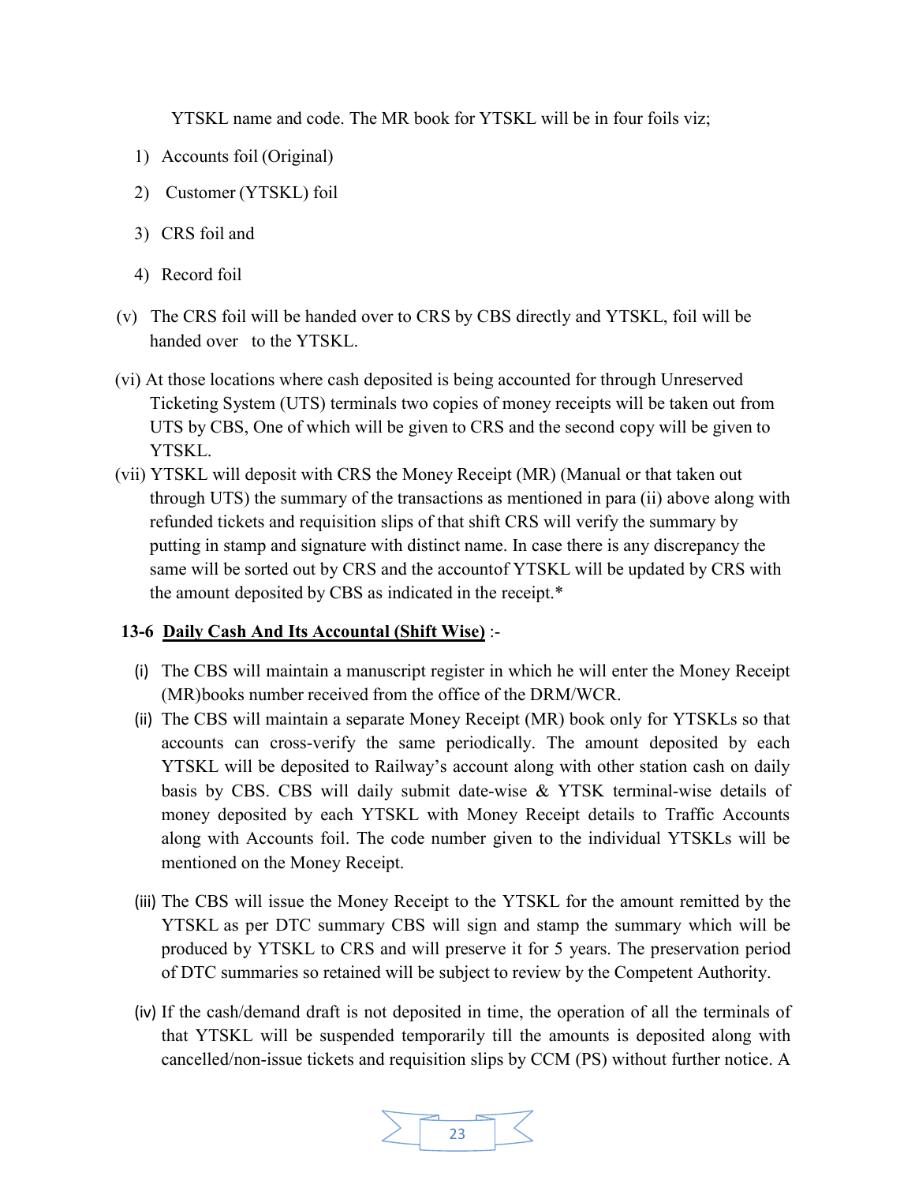YTSKL name and code. The MR book for YTSKL will be in four foils viz;

1) Accounts foil (Original)
2) Customer (YTSKL) foil
3) CRS foil and
4) Record foil

(v) The CRS foil will be handed over to CRS by CBS directly and YTSKL, foil will be handed over to the YTSKL.

(vi) At those locations where cash deposited is being accounted for through Unreserved Ticketing System (UTS) terminals two copies of money receipts will be taken out from UTS by CBS, One of which will be given to CRS and the second copy will be given to YTSKL.

(vii) YTSKL will deposit with CRS the Money Receipt (MR) (Manual or that taken out through UTS) the summary of the transactions as mentioned in para (ii) above along with refunded tickets and requisition slips of that shift CRS will verify the summary by putting in stamp and signature with distinct name. In case there is any discrepancy the same will be sorted out by CRS and the accountof YTSKL will be updated by CRS with the amount deposited by CBS as indicated in the receipt.*

**13-6 <u>Daily Cash And Its Accountal (Shift Wise)</u>** :-

(i) The CBS will maintain a manuscript register in which he will enter the Money Receipt (MR)books number received from the office of the DRM/WCR.

(ii) The CBS will maintain a separate Money Receipt (MR) book only for YTSKLs so that accounts can cross-verify the same periodically. The amount deposited by each YTSKL will be deposited to Railway's account along with other station cash on daily basis by CBS. CBS will daily submit date-wise & YTSK terminal-wise details of money deposited by each YTSKL with Money Receipt details to Traffic Accounts along with Accounts foil. The code number given to the individual YTSKLs will be mentioned on the Money Receipt.

(iii) The CBS will issue the Money Receipt to the YTSKL for the amount remitted by the YTSKL as per DTC summary CBS will sign and stamp the summary which will be produced by YTSKL to CRS and will preserve it for 5 years. The preservation period of DTC summaries so retained will be subject to review by the Competent Authority.

(iv) If the cash/demand draft is not deposited in time, the operation of all the terminals of that YTSKL will be suspended temporarily till the amounts is deposited along with cancelled/non-issue tickets and requisition slips by CCM (PS) without further notice. A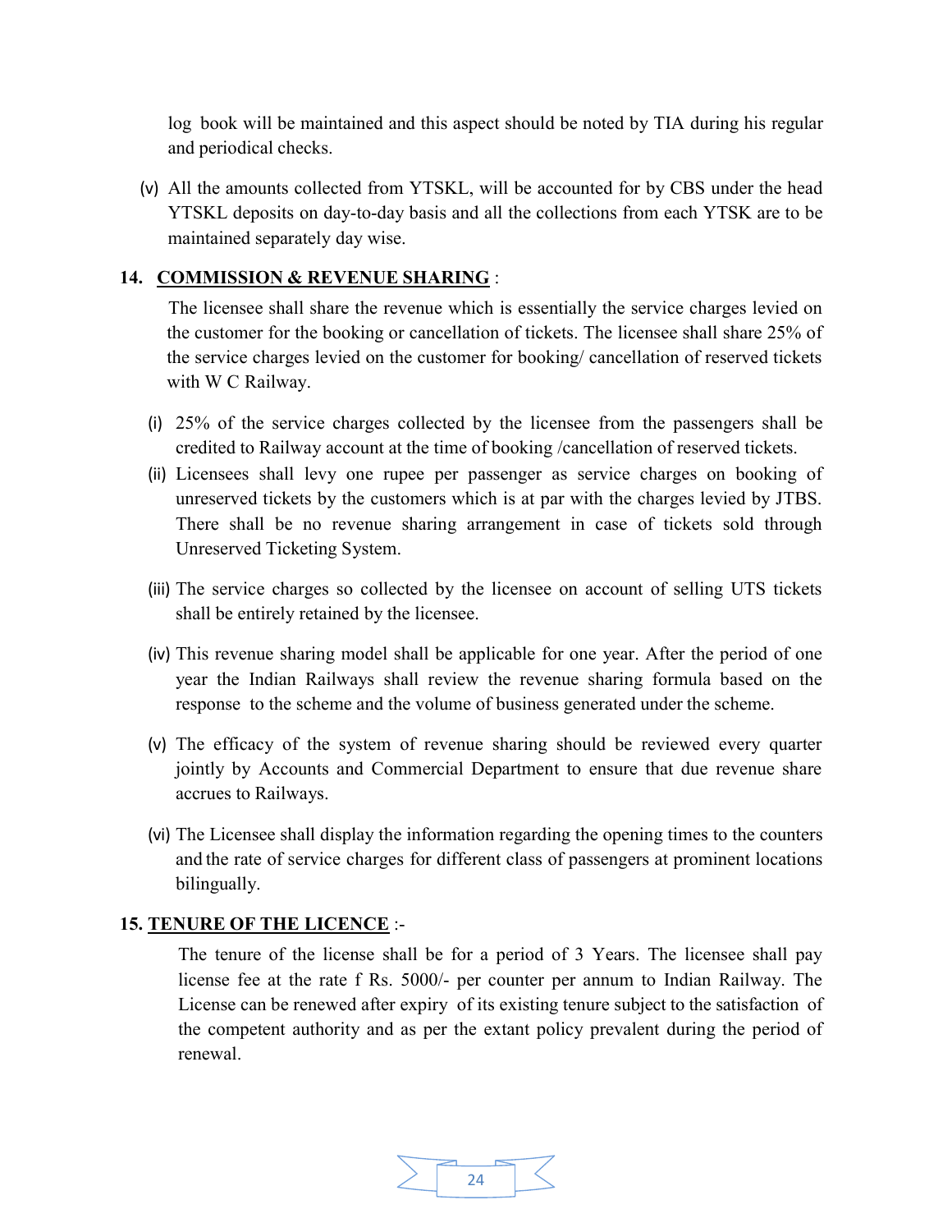log book will be maintained and this aspect should be noted by TIA during his regular and periodical checks.

(v) All the amounts collected from YTSKL, will be accounted for by CBS under the head YTSKL deposits on day-to-day basis and all the collections from each YTSK are to be maintained separately day wise.

## 14. COMMISSION & REVENUE SHARING :

The licensee shall share the revenue which is essentially the service charges levied on the customer for the booking or cancellation of tickets. The licensee shall share 25% of the service charges levied on the customer for booking/ cancellation of reserved tickets with W C Railway.

(i) 25% of the service charges collected by the licensee from the passengers shall be credited to Railway account at the time of booking /cancellation of reserved tickets.

(ii) Licensees shall levy one rupee per passenger as service charges on booking of unreserved tickets by the customers which is at par with the charges levied by JTBS. There shall be no revenue sharing arrangement in case of tickets sold through Unreserved Ticketing System.

(iii) The service charges so collected by the licensee on account of selling UTS tickets shall be entirely retained by the licensee.

(iv) This revenue sharing model shall be applicable for one year. After the period of one year the Indian Railways shall review the revenue sharing formula based on the response to the scheme and the volume of business generated under the scheme.

(v) The efficacy of the system of revenue sharing should be reviewed every quarter jointly by Accounts and Commercial Department to ensure that due revenue share accrues to Railways.

(vi) The Licensee shall display the information regarding the opening times to the counters and the rate of service charges for different class of passengers at prominent locations bilingually.

## 15. TENURE OF THE LICENCE :-

The tenure of the license shall be for a period of 3 Years. The licensee shall pay license fee at the rate f Rs. 5000/- per counter per annum to Indian Railway. The License can be renewed after expiry of its existing tenure subject to the satisfaction of the competent authority and as per the extant policy prevalent during the period of renewal.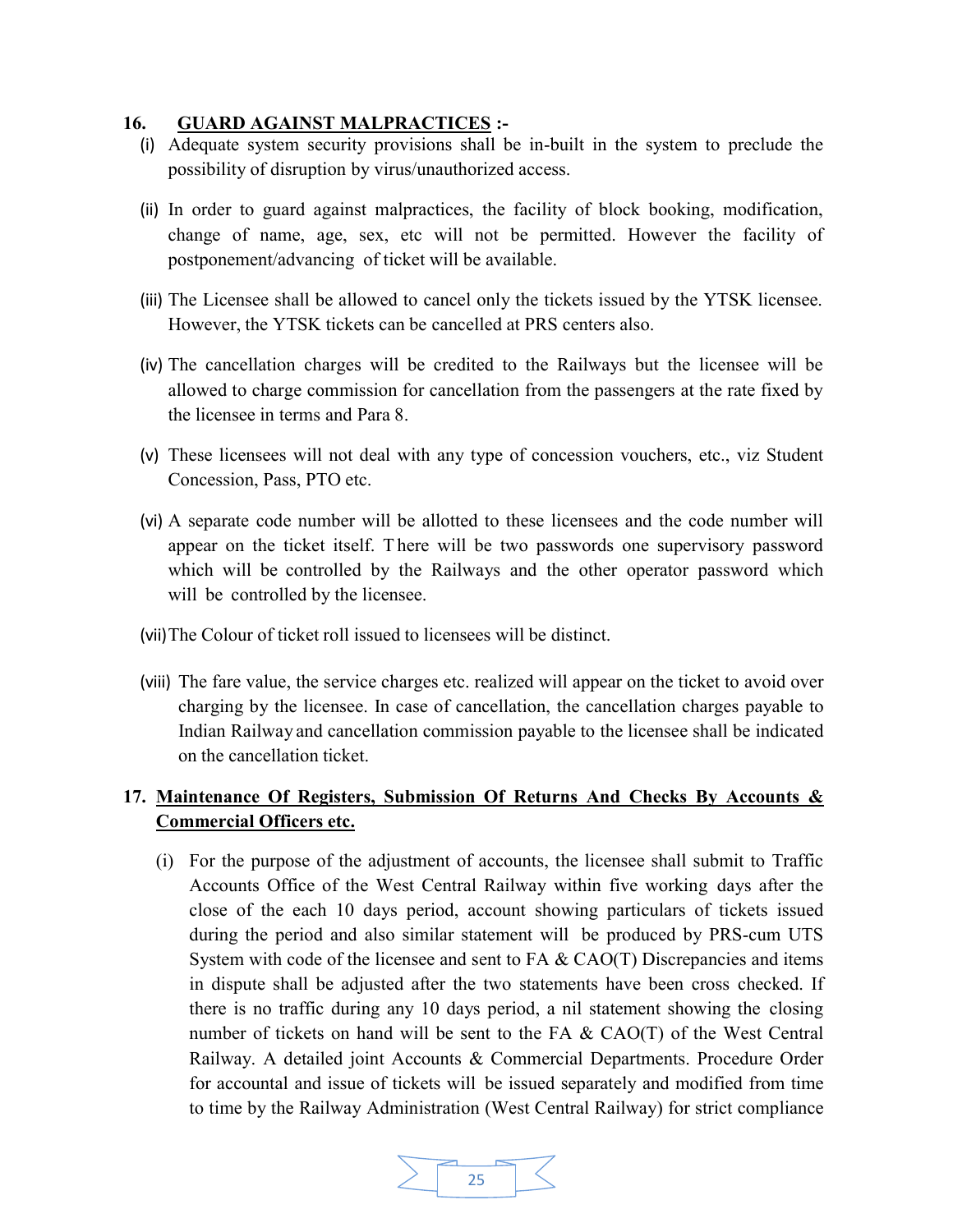## 16. GUARD AGAINST MALPRACTICES :-

(i) Adequate system security provisions shall be in-built in the system to preclude the possibility of disruption by virus/unauthorized access.

(ii) In order to guard against malpractices, the facility of block booking, modification, change of name, age, sex, etc will not be permitted. However the facility of postponement/advancing of ticket will be available.

(iii) The Licensee shall be allowed to cancel only the tickets issued by the YTSK licensee. However, the YTSK tickets can be cancelled at PRS centers also.

(iv) The cancellation charges will be credited to the Railways but the licensee will be allowed to charge commission for cancellation from the passengers at the rate fixed by the licensee in terms and Para 8.

(v) These licensees will not deal with any type of concession vouchers, etc., viz Student Concession, Pass, PTO etc.

(vi) A separate code number will be allotted to these licensees and the code number will appear on the ticket itself. There will be two passwords one supervisory password which will be controlled by the Railways and the other operator password which will be controlled by the licensee.

(vii) The Colour of ticket roll issued to licensees will be distinct.

(viii) The fare value, the service charges etc. realized will appear on the ticket to avoid over charging by the licensee. In case of cancellation, the cancellation charges payable to Indian Railway and cancellation commission payable to the licensee shall be indicated on the cancellation ticket.

## 17. Maintenance Of Registers, Submission Of Returns And Checks By Accounts & Commercial Officers etc.

(i) For the purpose of the adjustment of accounts, the licensee shall submit to Traffic Accounts Office of the West Central Railway within five working days after the close of the each 10 days period, account showing particulars of tickets issued during the period and also similar statement will be produced by PRS-cum UTS System with code of the licensee and sent to FA & CAO(T) Discrepancies and items in dispute shall be adjusted after the two statements have been cross checked. If there is no traffic during any 10 days period, a nil statement showing the closing number of tickets on hand will be sent to the FA & CAO(T) of the West Central Railway. A detailed joint Accounts & Commercial Departments. Procedure Order for accountal and issue of tickets will be issued separately and modified from time to time by the Railway Administration (West Central Railway) for strict compliance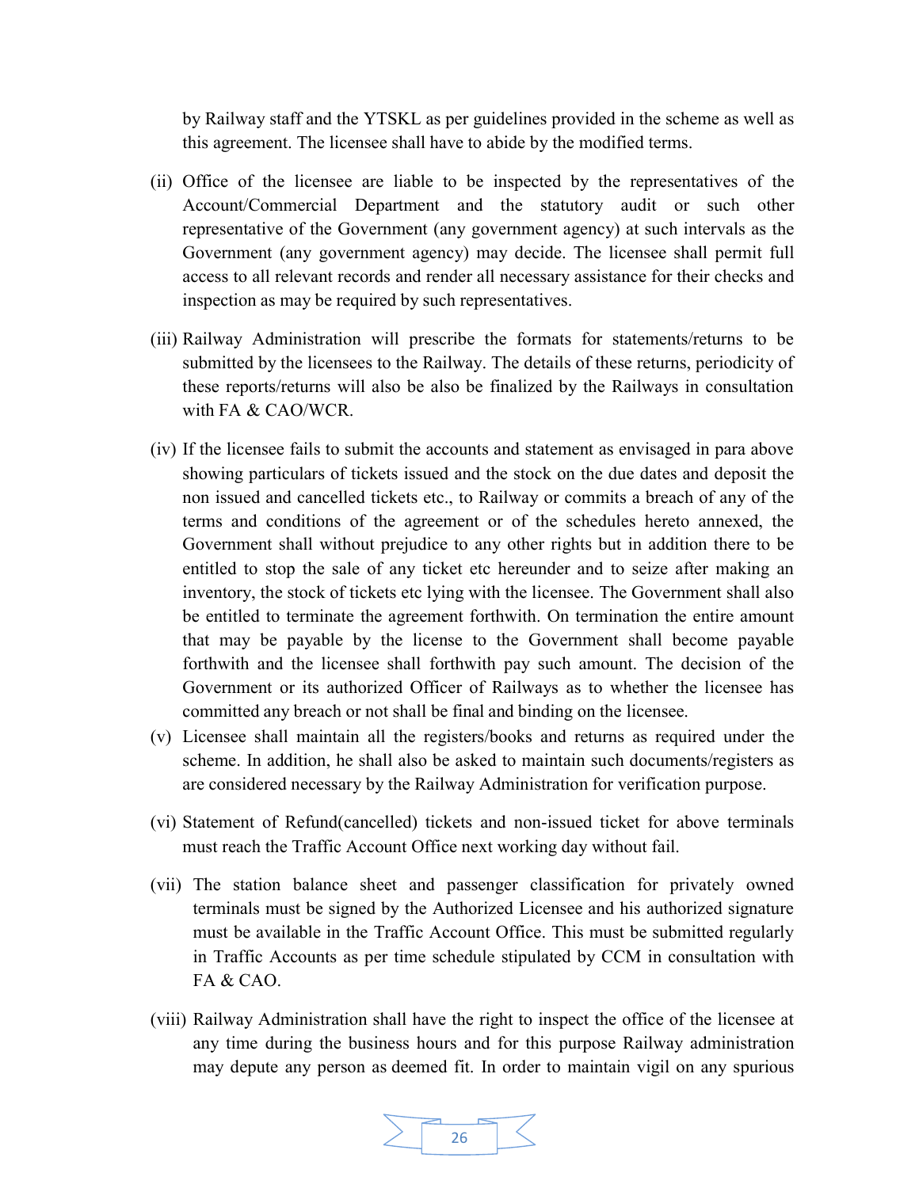by Railway staff and the YTSKL as per guidelines provided in the scheme as well as this agreement. The licensee shall have to abide by the modified terms.

(ii) Office of the licensee are liable to be inspected by the representatives of the Account/Commercial Department and the statutory audit or such other representative of the Government (any government agency) at such intervals as the Government (any government agency) may decide. The licensee shall permit full access to all relevant records and render all necessary assistance for their checks and inspection as may be required by such representatives.

(iii) Railway Administration will prescribe the formats for statements/returns to be submitted by the licensees to the Railway. The details of these returns, periodicity of these reports/returns will also be also be finalized by the Railways in consultation with FA & CAO/WCR.

(iv) If the licensee fails to submit the accounts and statement as envisaged in para above showing particulars of tickets issued and the stock on the due dates and deposit the non issued and cancelled tickets etc., to Railway or commits a breach of any of the terms and conditions of the agreement or of the schedules hereto annexed, the Government shall without prejudice to any other rights but in addition there to be entitled to stop the sale of any ticket etc hereunder and to seize after making an inventory, the stock of tickets etc lying with the licensee. The Government shall also be entitled to terminate the agreement forthwith. On termination the entire amount that may be payable by the license to the Government shall become payable forthwith and the licensee shall forthwith pay such amount. The decision of the Government or its authorized Officer of Railways as to whether the licensee has committed any breach or not shall be final and binding on the licensee.

(v) Licensee shall maintain all the registers/books and returns as required under the scheme. In addition, he shall also be asked to maintain such documents/registers as are considered necessary by the Railway Administration for verification purpose.

(vi) Statement of Refund(cancelled) tickets and non-issued ticket for above terminals must reach the Traffic Account Office next working day without fail.

(vii) The station balance sheet and passenger classification for privately owned terminals must be signed by the Authorized Licensee and his authorized signature must be available in the Traffic Account Office. This must be submitted regularly in Traffic Accounts as per time schedule stipulated by CCM in consultation with FA & CAO.

(viii) Railway Administration shall have the right to inspect the office of the licensee at any time during the business hours and for this purpose Railway administration may depute any person as deemed fit. In order to maintain vigil on any spurious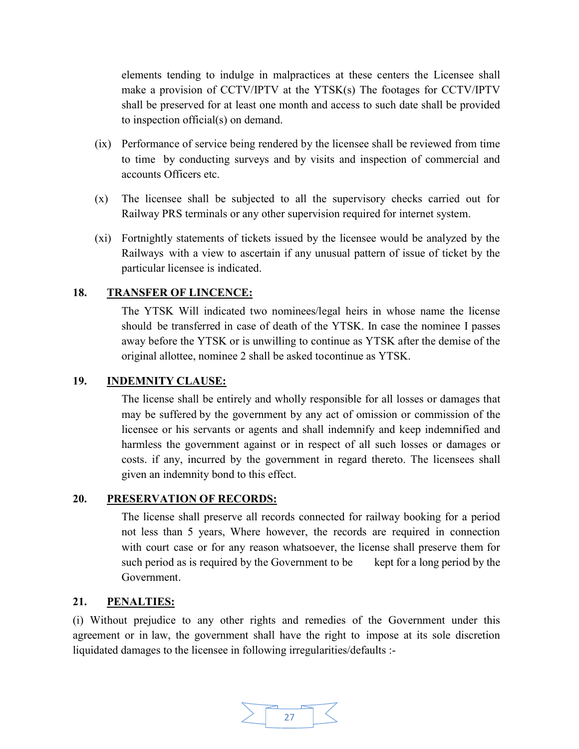elements tending to indulge in malpractices at these centers the Licensee shall make a provision of CCTV/IPTV at the YTSK(s) The footages for CCTV/IPTV shall be preserved for at least one month and access to such date shall be provided to inspection official(s) on demand.

(ix) Performance of service being rendered by the licensee shall be reviewed from time to time by conducting surveys and by visits and inspection of commercial and accounts Officers etc.

(x) The licensee shall be subjected to all the supervisory checks carried out for Railway PRS terminals or any other supervision required for internet system.

(xi) Fortnightly statements of tickets issued by the licensee would be analyzed by the Railways with a view to ascertain if any unusual pattern of issue of ticket by the particular licensee is indicated.

**18. TRANSFER OF LINCENCE:**

The YTSK Will indicated two nominees/legal heirs in whose name the license should be transferred in case of death of the YTSK. In case the nominee I passes away before the YTSK or is unwilling to continue as YTSK after the demise of the original allottee, nominee 2 shall be asked tocontinue as YTSK.

**19. INDEMNITY CLAUSE:**

The license shall be entirely and wholly responsible for all losses or damages that may be suffered by the government by any act of omission or commission of the licensee or his servants or agents and shall indemnify and keep indemnified and harmless the government against or in respect of all such losses or damages or costs. if any, incurred by the government in regard thereto. The licensees shall given an indemnity bond to this effect.

**20. PRESERVATION OF RECORDS:**

The license shall preserve all records connected for railway booking for a period not less than 5 years, Where however, the records are required in connection with court case or for any reason whatsoever, the license shall preserve them for such period as is required by the Government to be kept for a long period by the Government.

**21. PENALTIES:**

(i) Without prejudice to any other rights and remedies of the Government under this agreement or in law, the government shall have the right to impose at its sole discretion liquidated damages to the licensee in following irregularities/defaults :-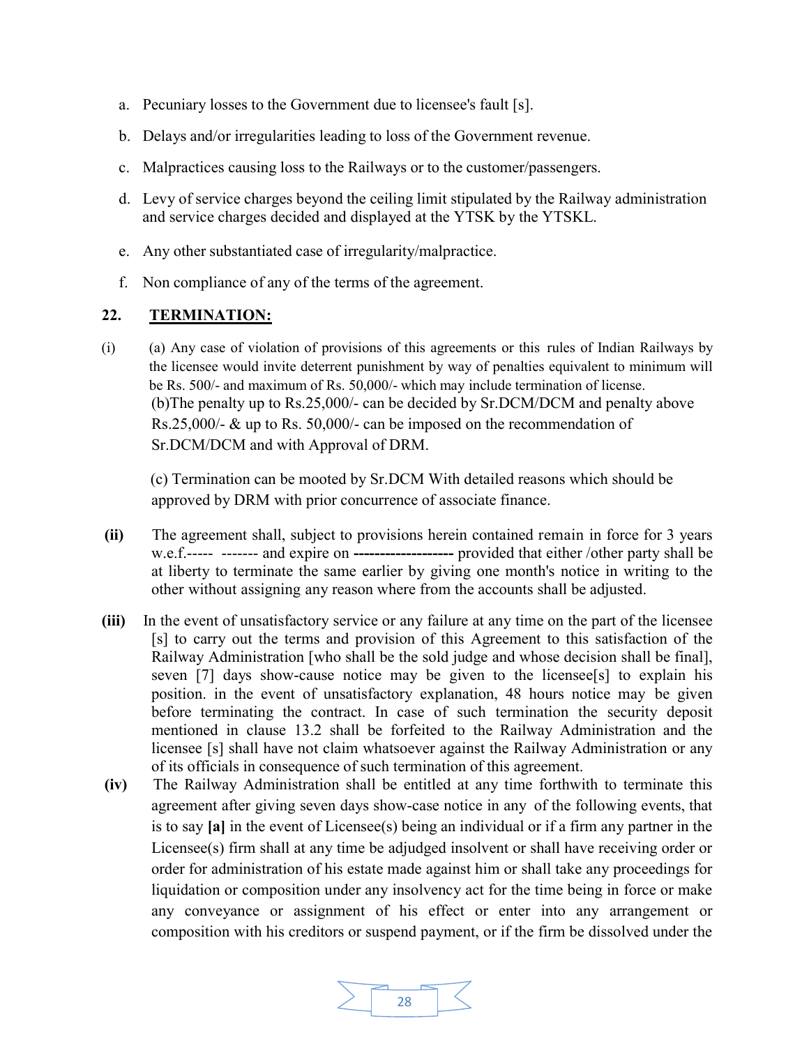a. Pecuniary losses to the Government due to licensee's fault [s].

b. Delays and/or irregularities leading to loss of the Government revenue.

c. Malpractices causing loss to the Railways or to the customer/passengers.

d. Levy of service charges beyond the ceiling limit stipulated by the Railway administration and service charges decided and displayed at the YTSK by the YTSKL.

e. Any other substantiated case of irregularity/malpractice.

f. Non compliance of any of the terms of the agreement.

## 22. TERMINATION:

(i) (a) Any case of violation of provisions of this agreements or this rules of Indian Railways by the licensee would invite deterrent punishment by way of penalties equivalent to minimum will be Rs. 500/- and maximum of Rs. 50,000/- which may include termination of license.

(b)The penalty up to Rs.25,000/- can be decided by Sr.DCM/DCM and penalty above Rs.25,000/- & up to Rs. 50,000/- can be imposed on the recommendation of Sr.DCM/DCM and with Approval of DRM.

(c) Termination can be mooted by Sr.DCM With detailed reasons which should be approved by DRM with prior concurrence of associate finance.

**(ii)** The agreement shall, subject to provisions herein contained remain in force for 3 years w.e.f.----- ------- and expire on **------------------** provided that either /other party shall be at liberty to terminate the same earlier by giving one month's notice in writing to the other without assigning any reason where from the accounts shall be adjusted.

**(iii)** In the event of unsatisfactory service or any failure at any time on the part of the licensee [s] to carry out the terms and provision of this Agreement to this satisfaction of the Railway Administration [who shall be the sold judge and whose decision shall be final], seven [7] days show-cause notice may be given to the licensee[s] to explain his position. in the event of unsatisfactory explanation, 48 hours notice may be given before terminating the contract. In case of such termination the security deposit mentioned in clause 13.2 shall be forfeited to the Railway Administration and the licensee [s] shall have not claim whatsoever against the Railway Administration or any of its officials in consequence of such termination of this agreement.

**(iv)** The Railway Administration shall be entitled at any time forthwith to terminate this agreement after giving seven days show-case notice in any of the following events, that is to say **[a]** in the event of Licensee(s) being an individual or if a firm any partner in the Licensee(s) firm shall at any time be adjudged insolvent or shall have receiving order or order for administration of his estate made against him or shall take any proceedings for liquidation or composition under any insolvency act for the time being in force or make any conveyance or assignment of his effect or enter into any arrangement or composition with his creditors or suspend payment, or if the firm be dissolved under the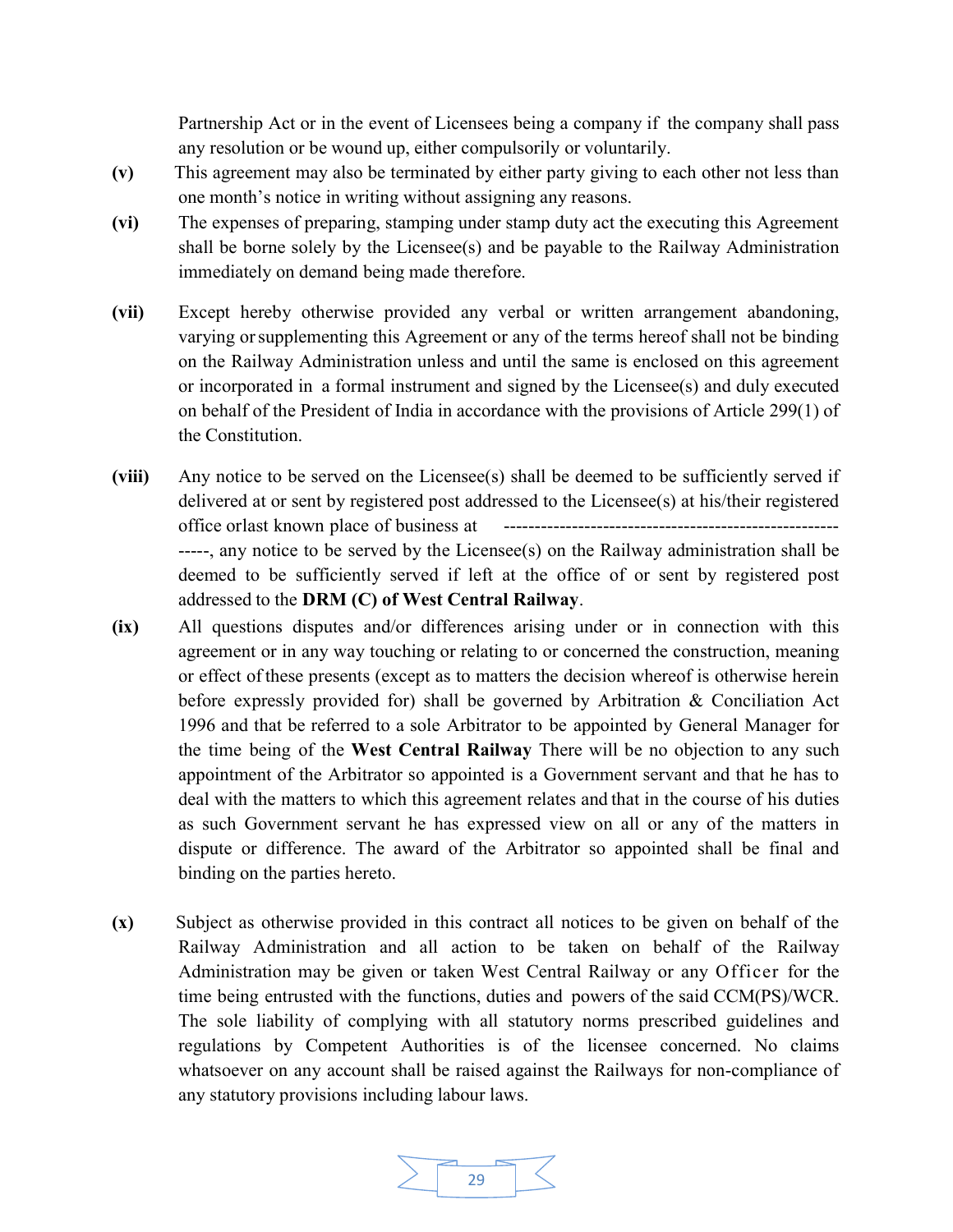Partnership Act or in the event of Licensees being a company if the company shall pass any resolution or be wound up, either compulsorily or voluntarily.

**(v)** This agreement may also be terminated by either party giving to each other not less than one month's notice in writing without assigning any reasons.

**(vi)** The expenses of preparing, stamping under stamp duty act the executing this Agreement shall be borne solely by the Licensee(s) and be payable to the Railway Administration immediately on demand being made therefore.

**(vii)** Except hereby otherwise provided any verbal or written arrangement abandoning, varying or supplementing this Agreement or any of the terms hereof shall not be binding on the Railway Administration unless and until the same is enclosed on this agreement or incorporated in a formal instrument and signed by the Licensee(s) and duly executed on behalf of the President of India in accordance with the provisions of Article 299(1) of the Constitution.

**(viii)** Any notice to be served on the Licensee(s) shall be deemed to be sufficiently served if delivered at or sent by registered post addressed to the Licensee(s) at his/their registered office orlast known place of business at ----------------------------------------------------------, any notice to be served by the Licensee(s) on the Railway administration shall be deemed to be sufficiently served if left at the office of or sent by registered post addressed to the **DRM (C) of West Central Railway**.

**(ix)** All questions disputes and/or differences arising under or in connection with this agreement or in any way touching or relating to or concerned the construction, meaning or effect of these presents (except as to matters the decision whereof is otherwise herein before expressly provided for) shall be governed by Arbitration & Conciliation Act 1996 and that be referred to a sole Arbitrator to be appointed by General Manager for the time being of the **West Central Railway** There will be no objection to any such appointment of the Arbitrator so appointed is a Government servant and that he has to deal with the matters to which this agreement relates and that in the course of his duties as such Government servant he has expressed view on all or any of the matters in dispute or difference. The award of the Arbitrator so appointed shall be final and binding on the parties hereto.

**(x)** Subject as otherwise provided in this contract all notices to be given on behalf of the Railway Administration and all action to be taken on behalf of the Railway Administration may be given or taken West Central Railway or any Officer for the time being entrusted with the functions, duties and powers of the said CCM(PS)/WCR. The sole liability of complying with all statutory norms prescribed guidelines and regulations by Competent Authorities is of the licensee concerned. No claims whatsoever on any account shall be raised against the Railways for non-compliance of any statutory provisions including labour laws.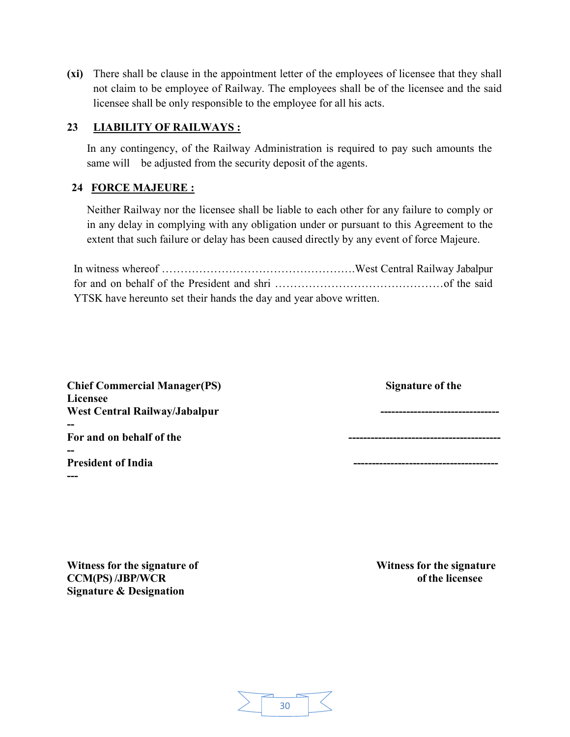**(xi)** There shall be clause in the appointment letter of the employees of licensee that they shall not claim to be employee of Railway. The employees shall be of the licensee and the said licensee shall be only responsible to the employee for all his acts.

**23 LIABILITY OF RAILWAYS :**

In any contingency, of the Railway Administration is required to pay such amounts the same will be adjusted from the security deposit of the agents.

**24 FORCE MAJEURE :**

Neither Railway nor the licensee shall be liable to each other for any failure to comply or in any delay in complying with any obligation under or pursuant to this Agreement to the extent that such failure or delay has been caused directly by any event of force Majeure.

In witness whereof ……………………………………………West Central Railway Jabalpur for and on behalf of the President and shri ………………………………………of the said YTSK have hereunto set their hands the day and year above written.

**Chief Commercial Manager(PS)** **Signature of the Licensee**
**West Central Railway/Jabalpur** --------------------------------
**For and on behalf of the** -----------------------------------------
**President of India** ---------------------------------------

**Witness for the signature of CCM(PS) /JBP/WCR**
**Signature & Designation**

**Witness for the signature of the licensee**